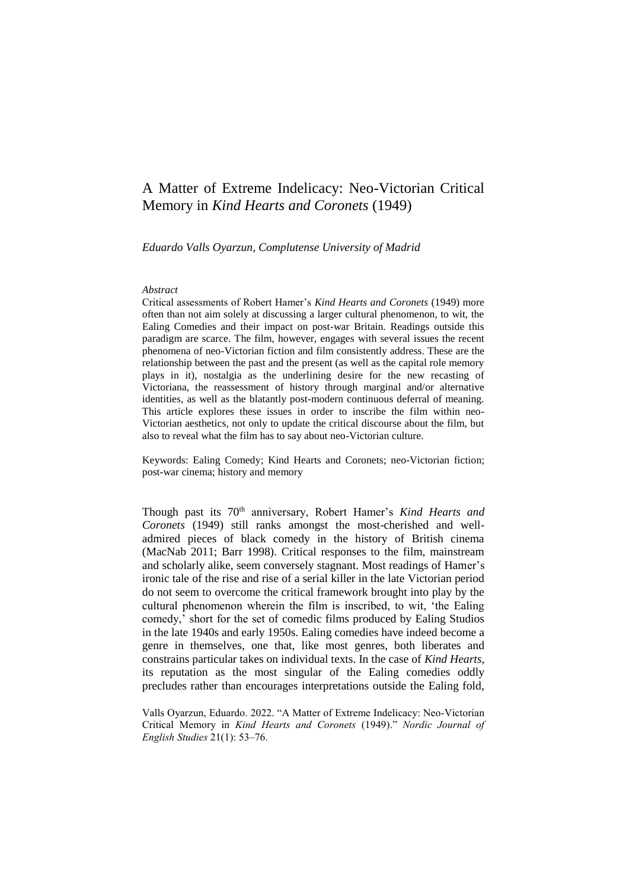# A Matter of Extreme Indelicacy: Neo-Victorian Critical Memory in *Kind Hearts and Coronets* (1949)

*Eduardo Valls Oyarzun, Complutense University of Madrid*

*Abstract*

Critical assessments of Robert Hamer's *Kind Hearts and Coronets* (1949) more often than not aim solely at discussing a larger cultural phenomenon, to wit, the Ealing Comedies and their impact on post-war Britain. Readings outside this paradigm are scarce. The film, however, engages with several issues the recent phenomena of neo-Victorian fiction and film consistently address. These are the relationship between the past and the present (as well as the capital role memory plays in it), nostalgia as the underlining desire for the new recasting of Victoriana, the reassessment of history through marginal and/or alternative identities, as well as the blatantly post-modern continuous deferral of meaning. This article explores these issues in order to inscribe the film within neo-Victorian aesthetics, not only to update the critical discourse about the film, but also to reveal what the film has to say about neo-Victorian culture.

Keywords: Ealing Comedy; Kind Hearts and Coronets; neo-Victorian fiction; post-war cinema; history and memory

Though past its 70th anniversary, Robert Hamer's *Kind Hearts and Coronets* (1949) still ranks amongst the most-cherished and well-admired pieces of black comedy in the history of British cinema (MacNab 2011; Barr 1998). Critical responses to the film, mainstream and scholarly alike, seem conversely stagnant. Most readings of Hamer's ironic tale of the rise and rise of a serial killer in the late Victorian period do not seem to overcome the critical framework brought into play by the cultural phenomenon wherein the film is inscribed, to wit, 'the Ealing comedy,' short for the set of comedic films produced by Ealing Studios in the late 1940s and early 1950s. Ealing comedies have indeed become a genre in themselves, one that, like most genres, both liberates and constrains particular takes on individual texts. In the case of *Kind Hearts*, its reputation as the most singular of the Ealing comedies oddly precludes rather than encourages interpretations outside the Ealing fold,

Valls Oyarzun, Eduardo. 2022. "A Matter of Extreme Indelicacy: Neo-Victorian Critical Memory in *Kind Hearts and Coronets* (1949)." *Nordic Journal of English Studies* 21(1): 53–76.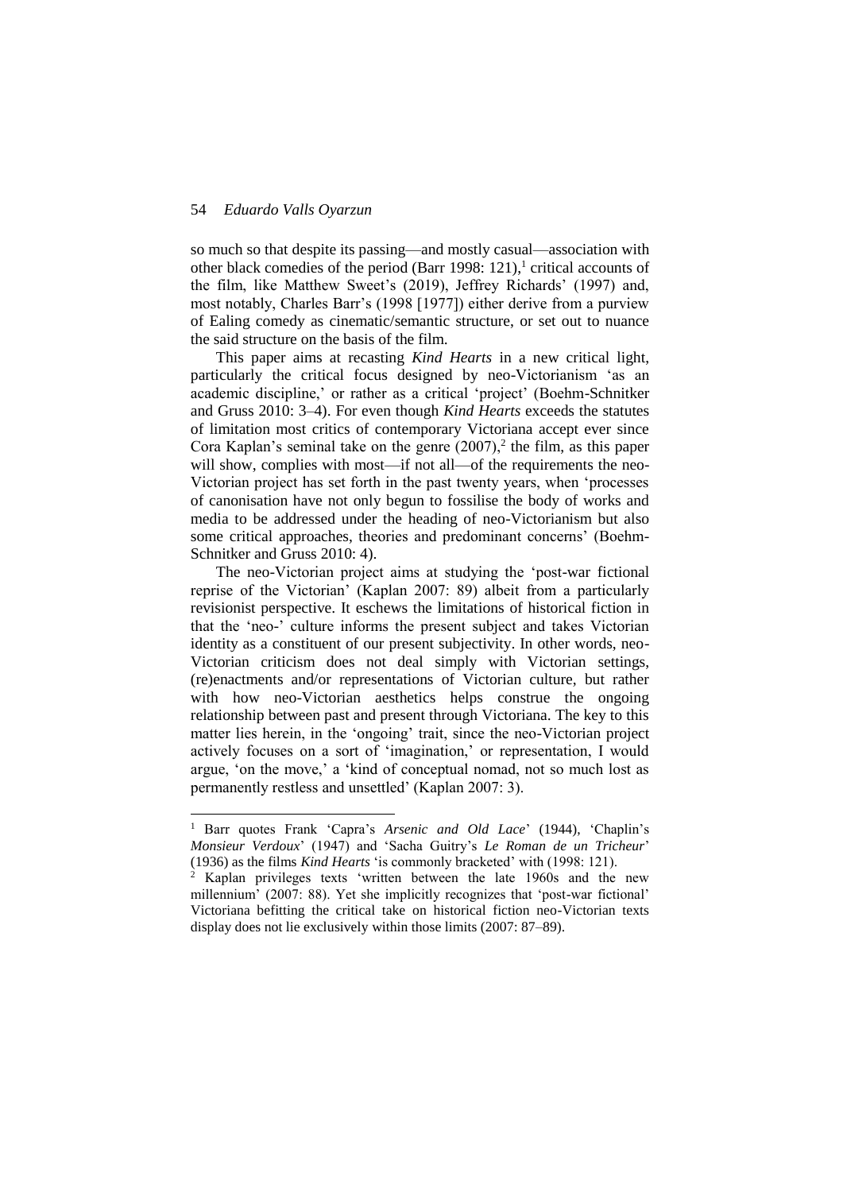so much so that despite its passing—and mostly casual—association with other black comedies of the period (Barr 1998: 121),[1] critical accounts of the film, like Matthew Sweet's (2019), Jeffrey Richards' (1997) and, most notably, Charles Barr's (1998 [1977]) either derive from a purview of Ealing comedy as cinematic/semantic structure, or set out to nuance the said structure on the basis of the film.

This paper aims at recasting *Kind Hearts* in a new critical light, particularly the critical focus designed by neo-Victorianism 'as an academic discipline,' or rather as a critical 'project' (Boehm-Schnitker and Gruss 2010: 3–4). For even though *Kind Hearts* exceeds the statutes of limitation most critics of contemporary Victoriana accept ever since Cora Kaplan's seminal take on the genre (2007),[2] the film, as this paper will show, complies with most—if not all—of the requirements the neo-Victorian project has set forth in the past twenty years, when 'processes of canonisation have not only begun to fossilise the body of works and media to be addressed under the heading of neo-Victorianism but also some critical approaches, theories and predominant concerns' (Boehm-Schnitker and Gruss 2010: 4).

The neo-Victorian project aims at studying the 'post-war fictional reprise of the Victorian' (Kaplan 2007: 89) albeit from a particularly revisionist perspective. It eschews the limitations of historical fiction in that the 'neo-' culture informs the present subject and takes Victorian identity as a constituent of our present subjectivity. In other words, neo-Victorian criticism does not deal simply with Victorian settings, (re)enactments and/or representations of Victorian culture, but rather with how neo-Victorian aesthetics helps construe the ongoing relationship between past and present through Victoriana. The key to this matter lies herein, in the 'ongoing' trait, since the neo-Victorian project actively focuses on a sort of 'imagination,' or representation, I would argue, 'on the move,' a 'kind of conceptual nomad, not so much lost as permanently restless and unsettled' (Kaplan 2007: 3).

---

[1] Barr quotes Frank 'Capra's *Arsenic and Old Lace*' (1944), 'Chaplin's *Monsieur Verdoux*' (1947) and 'Sacha Guitry's *Le Roman de un Tricheur*' (1936) as the films *Kind Hearts* 'is commonly bracketed' with (1998: 121).

[2] Kaplan privileges texts 'written between the late 1960s and the new millennium' (2007: 88). Yet she implicitly recognizes that 'post-war fictional' Victoriana befitting the critical take on historical fiction neo-Victorian texts display does not lie exclusively within those limits (2007: 87–89).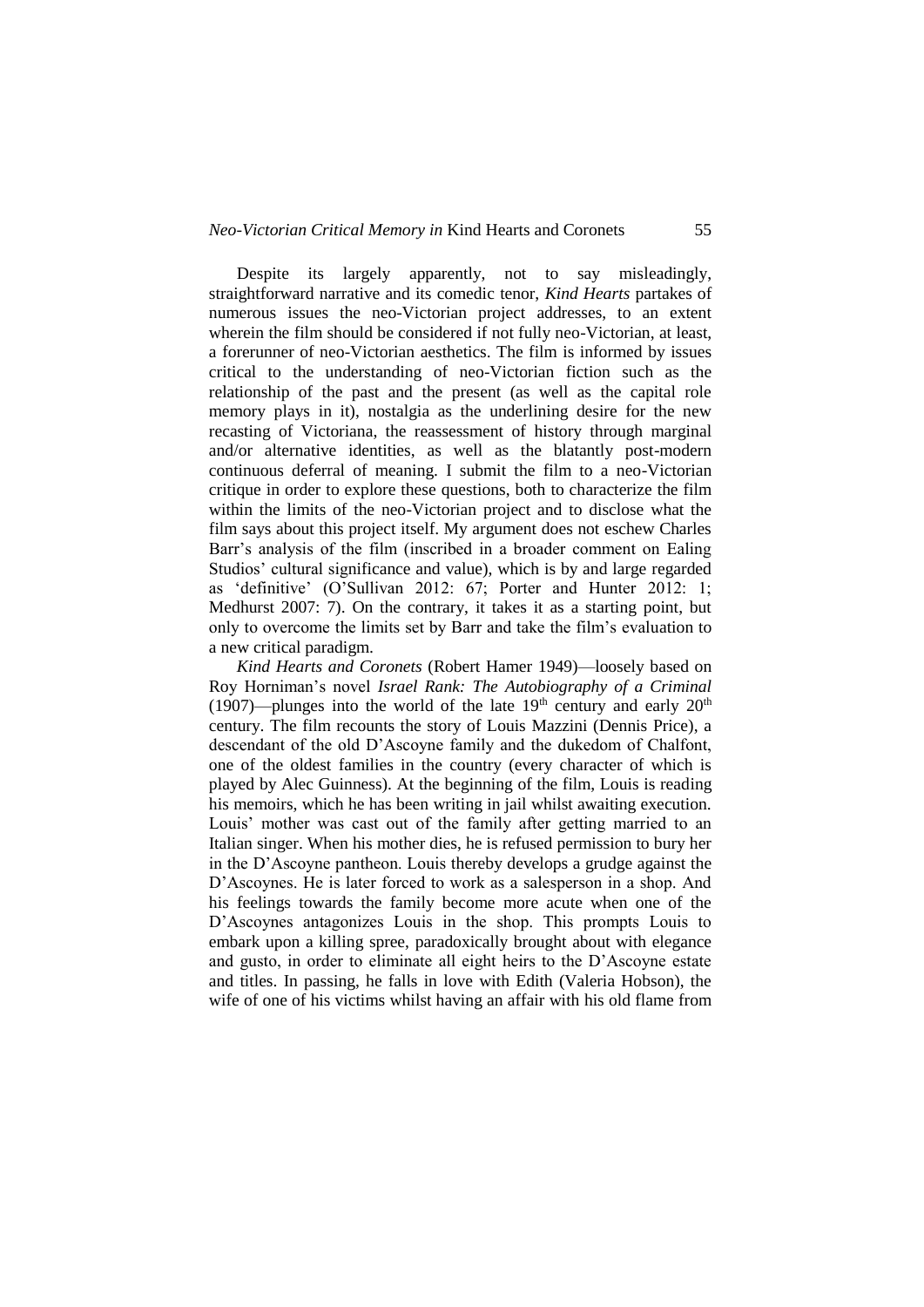Despite its largely apparently, not to say misleadingly, straightforward narrative and its comedic tenor, *Kind Hearts* partakes of numerous issues the neo-Victorian project addresses, to an extent wherein the film should be considered if not fully neo-Victorian, at least, a forerunner of neo-Victorian aesthetics. The film is informed by issues critical to the understanding of neo-Victorian fiction such as the relationship of the past and the present (as well as the capital role memory plays in it), nostalgia as the underlining desire for the new recasting of Victoriana, the reassessment of history through marginal and/or alternative identities, as well as the blatantly post-modern continuous deferral of meaning. I submit the film to a neo-Victorian critique in order to explore these questions, both to characterize the film within the limits of the neo-Victorian project and to disclose what the film says about this project itself. My argument does not eschew Charles Barr's analysis of the film (inscribed in a broader comment on Ealing Studios' cultural significance and value), which is by and large regarded as 'definitive' (O'Sullivan 2012: 67; Porter and Hunter 2012: 1; Medhurst 2007: 7). On the contrary, it takes it as a starting point, but only to overcome the limits set by Barr and take the film's evaluation to a new critical paradigm.

*Kind Hearts and Coronets* (Robert Hamer 1949)—loosely based on Roy Horniman's novel *Israel Rank: The Autobiography of a Criminal* (1907)—plunges into the world of the late 19th century and early 20th century. The film recounts the story of Louis Mazzini (Dennis Price), a descendant of the old D'Ascoyne family and the dukedom of Chalfont, one of the oldest families in the country (every character of which is played by Alec Guinness). At the beginning of the film, Louis is reading his memoirs, which he has been writing in jail whilst awaiting execution. Louis' mother was cast out of the family after getting married to an Italian singer. When his mother dies, he is refused permission to bury her in the D'Ascoyne pantheon. Louis thereby develops a grudge against the D'Ascoynes. He is later forced to work as a salesperson in a shop. And his feelings towards the family become more acute when one of the D'Ascoynes antagonizes Louis in the shop. This prompts Louis to embark upon a killing spree, paradoxically brought about with elegance and gusto, in order to eliminate all eight heirs to the D'Ascoyne estate and titles. In passing, he falls in love with Edith (Valeria Hobson), the wife of one of his victims whilst having an affair with his old flame from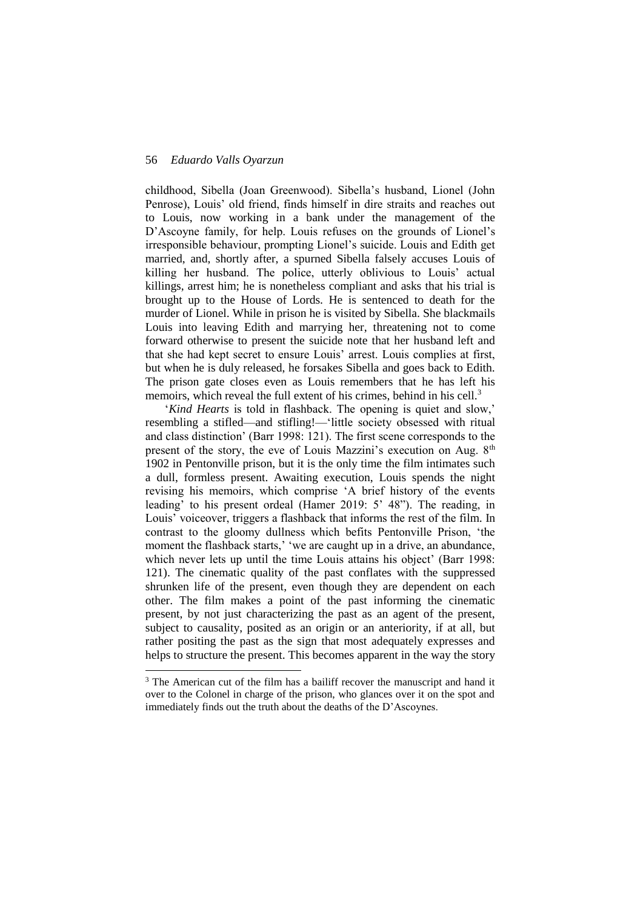childhood, Sibella (Joan Greenwood). Sibella's husband, Lionel (John Penrose), Louis' old friend, finds himself in dire straits and reaches out to Louis, now working in a bank under the management of the D'Ascoyne family, for help. Louis refuses on the grounds of Lionel's irresponsible behaviour, prompting Lionel's suicide. Louis and Edith get married, and, shortly after, a spurned Sibella falsely accuses Louis of killing her husband. The police, utterly oblivious to Louis' actual killings, arrest him; he is nonetheless compliant and asks that his trial is brought up to the House of Lords. He is sentenced to death for the murder of Lionel. While in prison he is visited by Sibella. She blackmails Louis into leaving Edith and marrying her, threatening not to come forward otherwise to present the suicide note that her husband left and that she had kept secret to ensure Louis' arrest. Louis complies at first, but when he is duly released, he forsakes Sibella and goes back to Edith. The prison gate closes even as Louis remembers that he has left his memoirs, which reveal the full extent of his crimes, behind in his cell.[3]

'*Kind Hearts* is told in flashback. The opening is quiet and slow,' resembling a stifled—and stifling!—'little society obsessed with ritual and class distinction' (Barr 1998: 121). The first scene corresponds to the present of the story, the eve of Louis Mazzini's execution on Aug. 8th 1902 in Pentonville prison, but it is the only time the film intimates such a dull, formless present. Awaiting execution, Louis spends the night revising his memoirs, which comprise 'A brief history of the events leading' to his present ordeal (Hamer 2019: 5' 48"). The reading, in Louis' voiceover, triggers a flashback that informs the rest of the film. In contrast to the gloomy dullness which befits Pentonville Prison, 'the moment the flashback starts,' 'we are caught up in a drive, an abundance, which never lets up until the time Louis attains his object' (Barr 1998: 121). The cinematic quality of the past conflates with the suppressed shrunken life of the present, even though they are dependent on each other. The film makes a point of the past informing the cinematic present, by not just characterizing the past as an agent of the present, subject to causality, posited as an origin or an anteriority, if at all, but rather positing the past as the sign that most adequately expresses and helps to structure the present. This becomes apparent in the way the story

[3] The American cut of the film has a bailiff recover the manuscript and hand it over to the Colonel in charge of the prison, who glances over it on the spot and immediately finds out the truth about the deaths of the D'Ascoynes.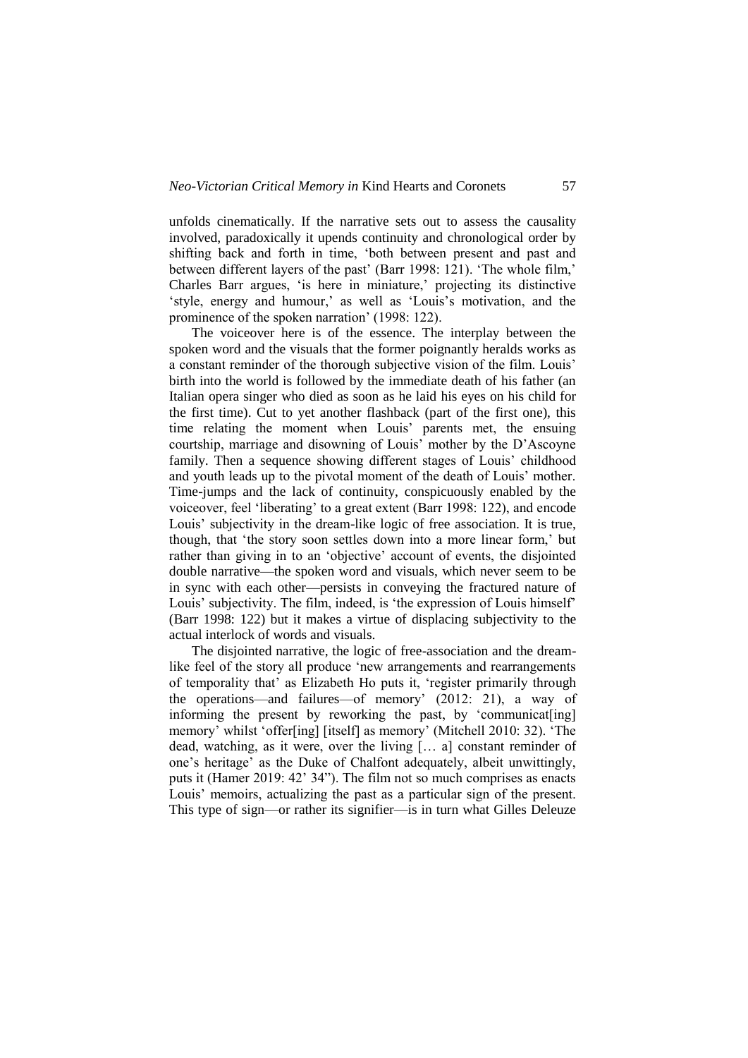unfolds cinematically. If the narrative sets out to assess the causality involved, paradoxically it upends continuity and chronological order by shifting back and forth in time, 'both between present and past and between different layers of the past' (Barr 1998: 121). 'The whole film,' Charles Barr argues, 'is here in miniature,' projecting its distinctive 'style, energy and humour,' as well as 'Louis's motivation, and the prominence of the spoken narration' (1998: 122).

The voiceover here is of the essence. The interplay between the spoken word and the visuals that the former poignantly heralds works as a constant reminder of the thorough subjective vision of the film. Louis' birth into the world is followed by the immediate death of his father (an Italian opera singer who died as soon as he laid his eyes on his child for the first time). Cut to yet another flashback (part of the first one), this time relating the moment when Louis' parents met, the ensuing courtship, marriage and disowning of Louis' mother by the D'Ascoyne family. Then a sequence showing different stages of Louis' childhood and youth leads up to the pivotal moment of the death of Louis' mother. Time-jumps and the lack of continuity, conspicuously enabled by the voiceover, feel 'liberating' to a great extent (Barr 1998: 122), and encode Louis' subjectivity in the dream-like logic of free association. It is true, though, that 'the story soon settles down into a more linear form,' but rather than giving in to an 'objective' account of events, the disjointed double narrative—the spoken word and visuals, which never seem to be in sync with each other—persists in conveying the fractured nature of Louis' subjectivity. The film, indeed, is 'the expression of Louis himself' (Barr 1998: 122) but it makes a virtue of displacing subjectivity to the actual interlock of words and visuals.

The disjointed narrative, the logic of free-association and the dream-like feel of the story all produce 'new arrangements and rearrangements of temporality that' as Elizabeth Ho puts it, 'register primarily through the operations—and failures—of memory' (2012: 21), a way of informing the present by reworking the past, by 'communicat[ing] memory' whilst 'offer[ing] [itself] as memory' (Mitchell 2010: 32). 'The dead, watching, as it were, over the living [… a] constant reminder of one's heritage' as the Duke of Chalfont adequately, albeit unwittingly, puts it (Hamer 2019: 42' 34"). The film not so much comprises as enacts Louis' memoirs, actualizing the past as a particular sign of the present. This type of sign—or rather its signifier—is in turn what Gilles Deleuze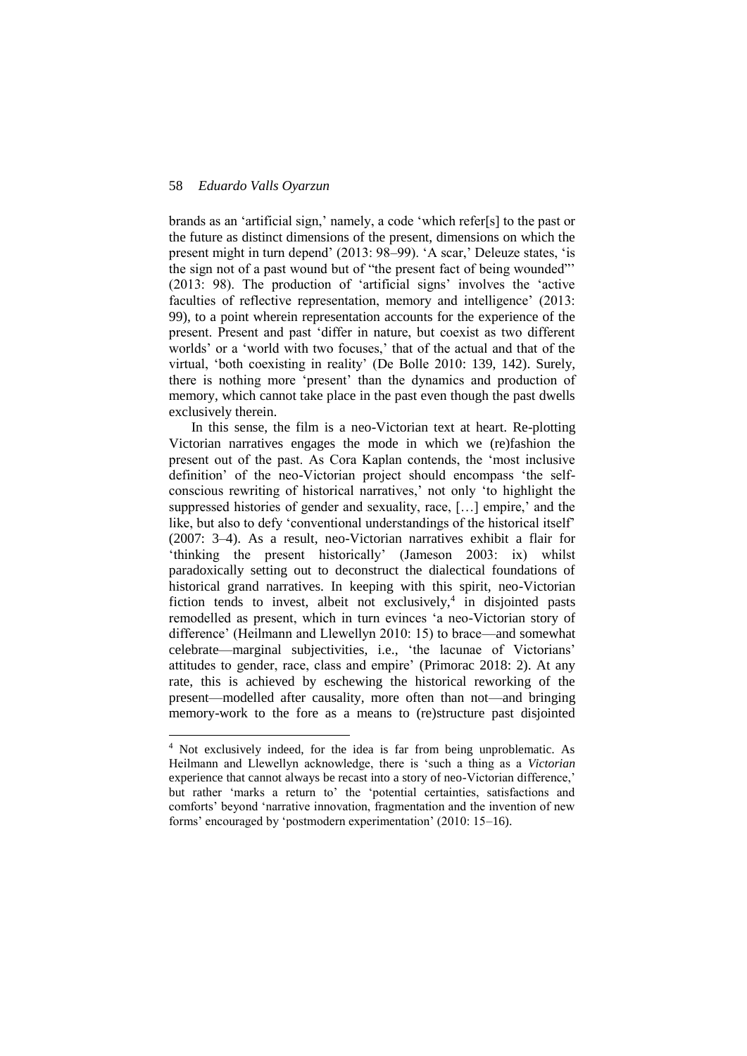brands as an 'artificial sign,' namely, a code 'which refer[s] to the past or the future as distinct dimensions of the present, dimensions on which the present might in turn depend' (2013: 98–99). 'A scar,' Deleuze states, 'is the sign not of a past wound but of "the present fact of being wounded"' (2013: 98). The production of 'artificial signs' involves the 'active faculties of reflective representation, memory and intelligence' (2013: 99), to a point wherein representation accounts for the experience of the present. Present and past 'differ in nature, but coexist as two different worlds' or a 'world with two focuses,' that of the actual and that of the virtual, 'both coexisting in reality' (De Bolle 2010: 139, 142). Surely, there is nothing more 'present' than the dynamics and production of memory, which cannot take place in the past even though the past dwells exclusively therein.

In this sense, the film is a neo-Victorian text at heart. Re-plotting Victorian narratives engages the mode in which we (re)fashion the present out of the past. As Cora Kaplan contends, the 'most inclusive definition' of the neo-Victorian project should encompass 'the self-conscious rewriting of historical narratives,' not only 'to highlight the suppressed histories of gender and sexuality, race, […] empire,' and the like, but also to defy 'conventional understandings of the historical itself' (2007: 3–4). As a result, neo-Victorian narratives exhibit a flair for 'thinking the present historically' (Jameson 2003: ix) whilst paradoxically setting out to deconstruct the dialectical foundations of historical grand narratives. In keeping with this spirit, neo-Victorian fiction tends to invest, albeit not exclusively,[4] in disjointed pasts remodelled as present, which in turn evinces 'a neo-Victorian story of difference' (Heilmann and Llewellyn 2010: 15) to brace—and somewhat celebrate—marginal subjectivities, i.e., 'the lacunae of Victorians' attitudes to gender, race, class and empire' (Primorac 2018: 2). At any rate, this is achieved by eschewing the historical reworking of the present—modelled after causality, more often than not—and bringing memory-work to the fore as a means to (re)structure past disjointed

---

[4] Not exclusively indeed, for the idea is far from being unproblematic. As Heilmann and Llewellyn acknowledge, there is 'such a thing as a *Victorian* experience that cannot always be recast into a story of neo-Victorian difference,' but rather 'marks a return to' the 'potential certainties, satisfactions and comforts' beyond 'narrative innovation, fragmentation and the invention of new forms' encouraged by 'postmodern experimentation' (2010: 15–16).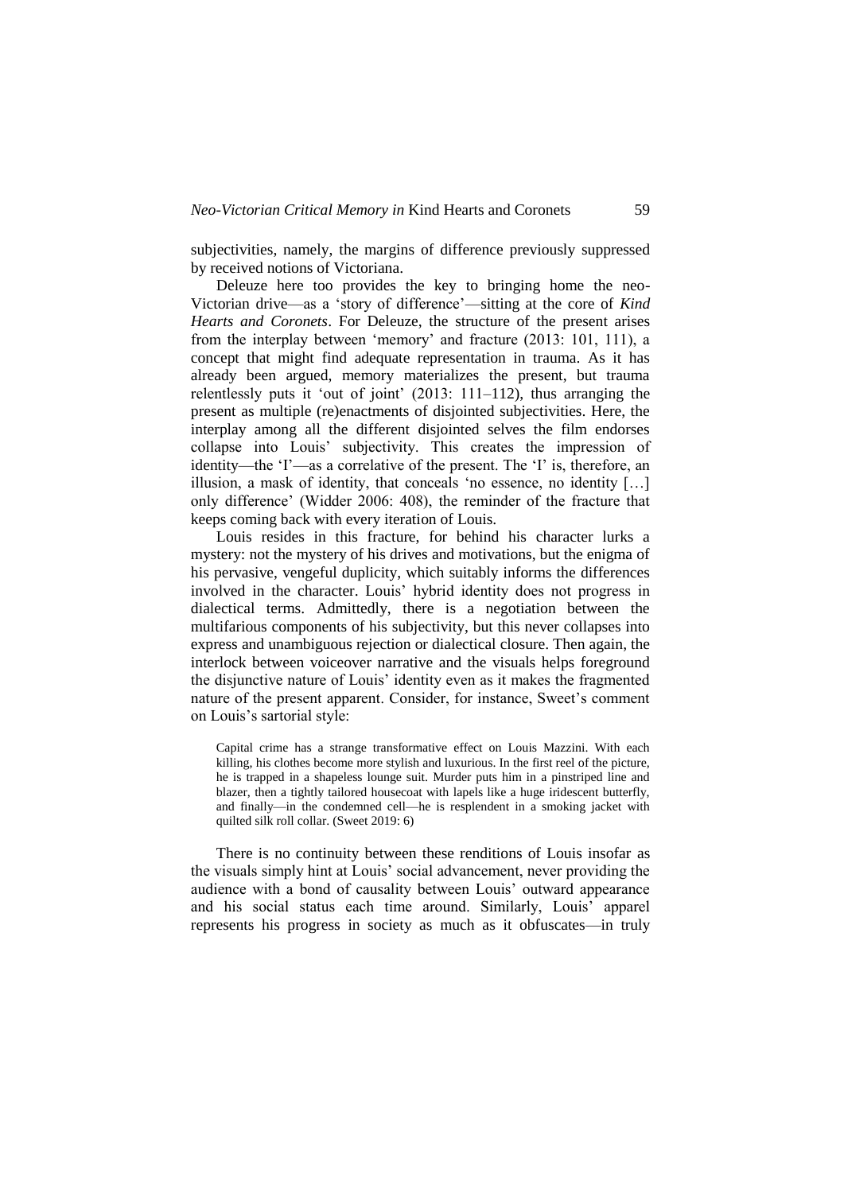subjectivities, namely, the margins of difference previously suppressed by received notions of Victoriana.

Deleuze here too provides the key to bringing home the neo-Victorian drive—as a 'story of difference'—sitting at the core of *Kind Hearts and Coronets*. For Deleuze, the structure of the present arises from the interplay between 'memory' and fracture (2013: 101, 111), a concept that might find adequate representation in trauma. As it has already been argued, memory materializes the present, but trauma relentlessly puts it 'out of joint' (2013: 111–112), thus arranging the present as multiple (re)enactments of disjointed subjectivities. Here, the interplay among all the different disjointed selves the film endorses collapse into Louis' subjectivity. This creates the impression of identity—the 'I'—as a correlative of the present. The 'I' is, therefore, an illusion, a mask of identity, that conceals 'no essence, no identity […] only difference' (Widder 2006: 408), the reminder of the fracture that keeps coming back with every iteration of Louis.

Louis resides in this fracture, for behind his character lurks a mystery: not the mystery of his drives and motivations, but the enigma of his pervasive, vengeful duplicity, which suitably informs the differences involved in the character. Louis' hybrid identity does not progress in dialectical terms. Admittedly, there is a negotiation between the multifarious components of his subjectivity, but this never collapses into express and unambiguous rejection or dialectical closure. Then again, the interlock between voiceover narrative and the visuals helps foreground the disjunctive nature of Louis' identity even as it makes the fragmented nature of the present apparent. Consider, for instance, Sweet's comment on Louis's sartorial style:

> Capital crime has a strange transformative effect on Louis Mazzini. With each killing, his clothes become more stylish and luxurious. In the first reel of the picture, he is trapped in a shapeless lounge suit. Murder puts him in a pinstriped line and blazer, then a tightly tailored housecoat with lapels like a huge iridescent butterfly, and finally—in the condemned cell—he is resplendent in a smoking jacket with quilted silk roll collar. (Sweet 2019: 6)

There is no continuity between these renditions of Louis insofar as the visuals simply hint at Louis' social advancement, never providing the audience with a bond of causality between Louis' outward appearance and his social status each time around. Similarly, Louis' apparel represents his progress in society as much as it obfuscates—in truly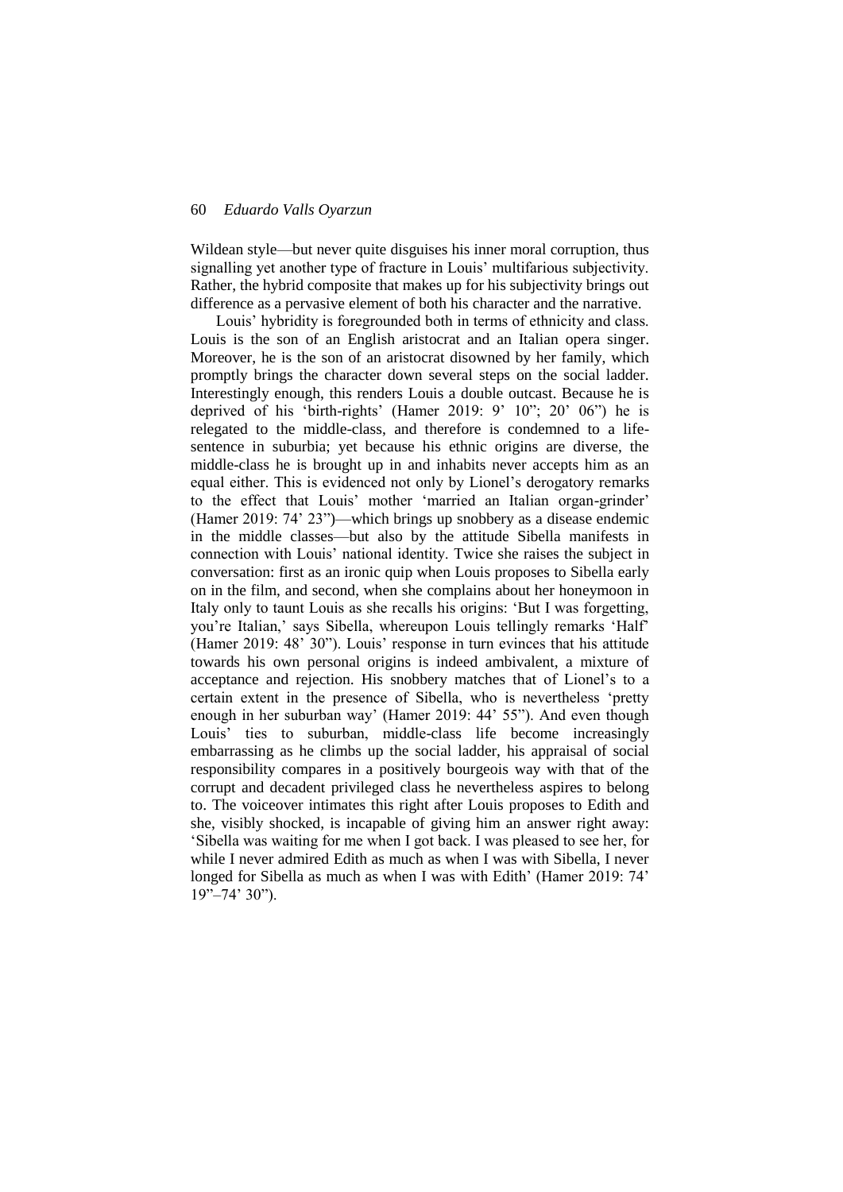Wildean style—but never quite disguises his inner moral corruption, thus signalling yet another type of fracture in Louis' multifarious subjectivity. Rather, the hybrid composite that makes up for his subjectivity brings out difference as a pervasive element of both his character and the narrative.

Louis' hybridity is foregrounded both in terms of ethnicity and class. Louis is the son of an English aristocrat and an Italian opera singer. Moreover, he is the son of an aristocrat disowned by her family, which promptly brings the character down several steps on the social ladder. Interestingly enough, this renders Louis a double outcast. Because he is deprived of his 'birth-rights' (Hamer 2019: 9' 10"; 20' 06") he is relegated to the middle-class, and therefore is condemned to a life-sentence in suburbia; yet because his ethnic origins are diverse, the middle-class he is brought up in and inhabits never accepts him as an equal either. This is evidenced not only by Lionel's derogatory remarks to the effect that Louis' mother 'married an Italian organ-grinder' (Hamer 2019: 74' 23")—which brings up snobbery as a disease endemic in the middle classes—but also by the attitude Sibella manifests in connection with Louis' national identity. Twice she raises the subject in conversation: first as an ironic quip when Louis proposes to Sibella early on in the film, and second, when she complains about her honeymoon in Italy only to taunt Louis as she recalls his origins: 'But I was forgetting, you're Italian,' says Sibella, whereupon Louis tellingly remarks 'Half' (Hamer 2019: 48' 30"). Louis' response in turn evinces that his attitude towards his own personal origins is indeed ambivalent, a mixture of acceptance and rejection. His snobbery matches that of Lionel's to a certain extent in the presence of Sibella, who is nevertheless 'pretty enough in her suburban way' (Hamer 2019: 44' 55"). And even though Louis' ties to suburban, middle-class life become increasingly embarrassing as he climbs up the social ladder, his appraisal of social responsibility compares in a positively bourgeois way with that of the corrupt and decadent privileged class he nevertheless aspires to belong to. The voiceover intimates this right after Louis proposes to Edith and she, visibly shocked, is incapable of giving him an answer right away: 'Sibella was waiting for me when I got back. I was pleased to see her, for while I never admired Edith as much as when I was with Sibella, I never longed for Sibella as much as when I was with Edith' (Hamer 2019: 74' 19"–74' 30").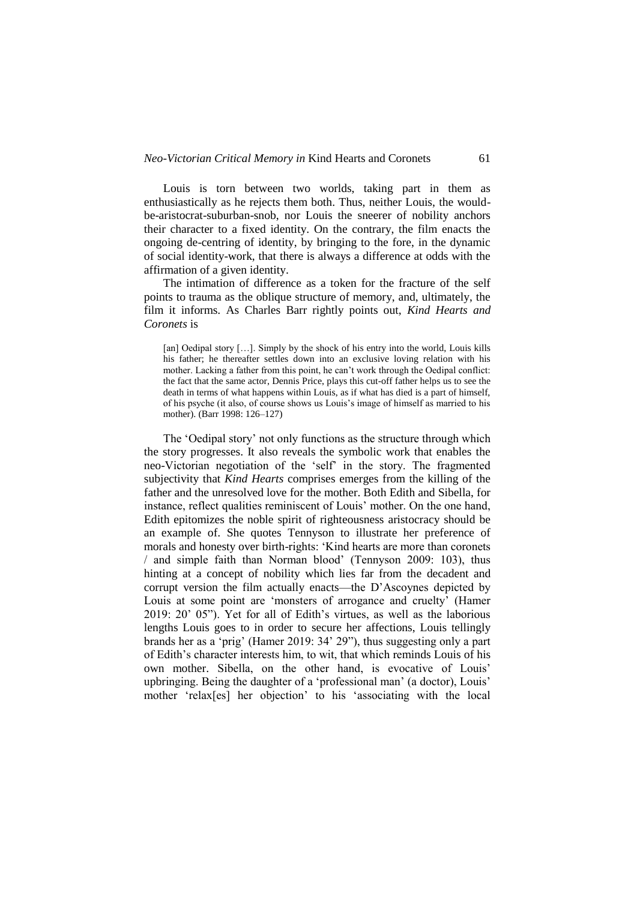Louis is torn between two worlds, taking part in them as enthusiastically as he rejects them both. Thus, neither Louis, the would-be-aristocrat-suburban-snob, nor Louis the sneerer of nobility anchors their character to a fixed identity. On the contrary, the film enacts the ongoing de-centring of identity, by bringing to the fore, in the dynamic of social identity-work, that there is always a difference at odds with the affirmation of a given identity.

The intimation of difference as a token for the fracture of the self points to trauma as the oblique structure of memory, and, ultimately, the film it informs. As Charles Barr rightly points out, *Kind Hearts and Coronets* is

> [an] Oedipal story […]. Simply by the shock of his entry into the world, Louis kills his father; he thereafter settles down into an exclusive loving relation with his mother. Lacking a father from this point, he can't work through the Oedipal conflict: the fact that the same actor, Dennis Price, plays this cut-off father helps us to see the death in terms of what happens within Louis, as if what has died is a part of himself, of his psyche (it also, of course shows us Louis's image of himself as married to his mother). (Barr 1998: 126–127)

The 'Oedipal story' not only functions as the structure through which the story progresses. It also reveals the symbolic work that enables the neo-Victorian negotiation of the 'self' in the story. The fragmented subjectivity that *Kind Hearts* comprises emerges from the killing of the father and the unresolved love for the mother. Both Edith and Sibella, for instance, reflect qualities reminiscent of Louis' mother. On the one hand, Edith epitomizes the noble spirit of righteousness aristocracy should be an example of. She quotes Tennyson to illustrate her preference of morals and honesty over birth-rights: 'Kind hearts are more than coronets / and simple faith than Norman blood' (Tennyson 2009: 103), thus hinting at a concept of nobility which lies far from the decadent and corrupt version the film actually enacts—the D'Ascoynes depicted by Louis at some point are 'monsters of arrogance and cruelty' (Hamer 2019: 20' 05"). Yet for all of Edith's virtues, as well as the laborious lengths Louis goes to in order to secure her affections, Louis tellingly brands her as a 'prig' (Hamer 2019: 34' 29"), thus suggesting only a part of Edith's character interests him, to wit, that which reminds Louis of his own mother. Sibella, on the other hand, is evocative of Louis' upbringing. Being the daughter of a 'professional man' (a doctor), Louis' mother 'relax[es] her objection' to his 'associating with the local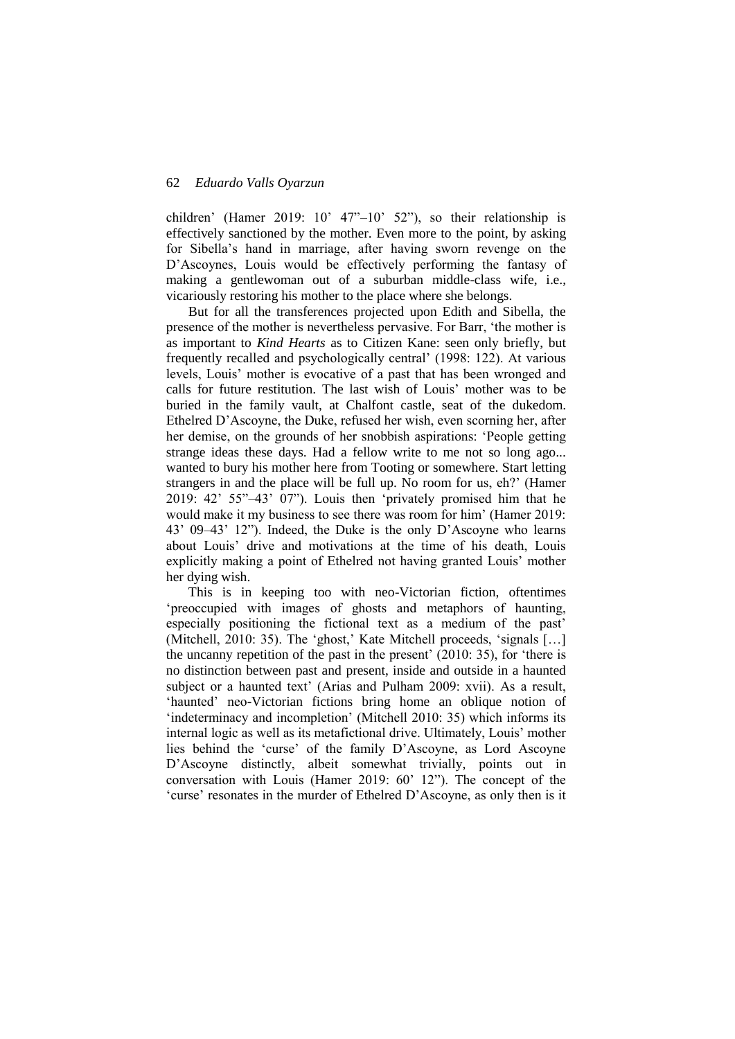children' (Hamer 2019: 10' 47"–10' 52"), so their relationship is effectively sanctioned by the mother. Even more to the point, by asking for Sibella's hand in marriage, after having sworn revenge on the D'Ascoynes, Louis would be effectively performing the fantasy of making a gentlewoman out of a suburban middle-class wife, i.e., vicariously restoring his mother to the place where she belongs.

But for all the transferences projected upon Edith and Sibella, the presence of the mother is nevertheless pervasive. For Barr, 'the mother is as important to *Kind Hearts* as to Citizen Kane: seen only briefly, but frequently recalled and psychologically central' (1998: 122). At various levels, Louis' mother is evocative of a past that has been wronged and calls for future restitution. The last wish of Louis' mother was to be buried in the family vault, at Chalfont castle, seat of the dukedom. Ethelred D'Ascoyne, the Duke, refused her wish, even scorning her, after her demise, on the grounds of her snobbish aspirations: 'People getting strange ideas these days. Had a fellow write to me not so long ago... wanted to bury his mother here from Tooting or somewhere. Start letting strangers in and the place will be full up. No room for us, eh?' (Hamer 2019: 42' 55"–43' 07"). Louis then 'privately promised him that he would make it my business to see there was room for him' (Hamer 2019: 43' 09–43' 12"). Indeed, the Duke is the only D'Ascoyne who learns about Louis' drive and motivations at the time of his death, Louis explicitly making a point of Ethelred not having granted Louis' mother her dying wish.

This is in keeping too with neo-Victorian fiction, oftentimes 'preoccupied with images of ghosts and metaphors of haunting, especially positioning the fictional text as a medium of the past' (Mitchell, 2010: 35). The 'ghost,' Kate Mitchell proceeds, 'signals […] the uncanny repetition of the past in the present' (2010: 35), for 'there is no distinction between past and present, inside and outside in a haunted subject or a haunted text' (Arias and Pulham 2009: xvii). As a result, 'haunted' neo-Victorian fictions bring home an oblique notion of 'indeterminacy and incompletion' (Mitchell 2010: 35) which informs its internal logic as well as its metafictional drive. Ultimately, Louis' mother lies behind the 'curse' of the family D'Ascoyne, as Lord Ascoyne D'Ascoyne distinctly, albeit somewhat trivially, points out in conversation with Louis (Hamer 2019: 60' 12"). The concept of the 'curse' resonates in the murder of Ethelred D'Ascoyne, as only then is it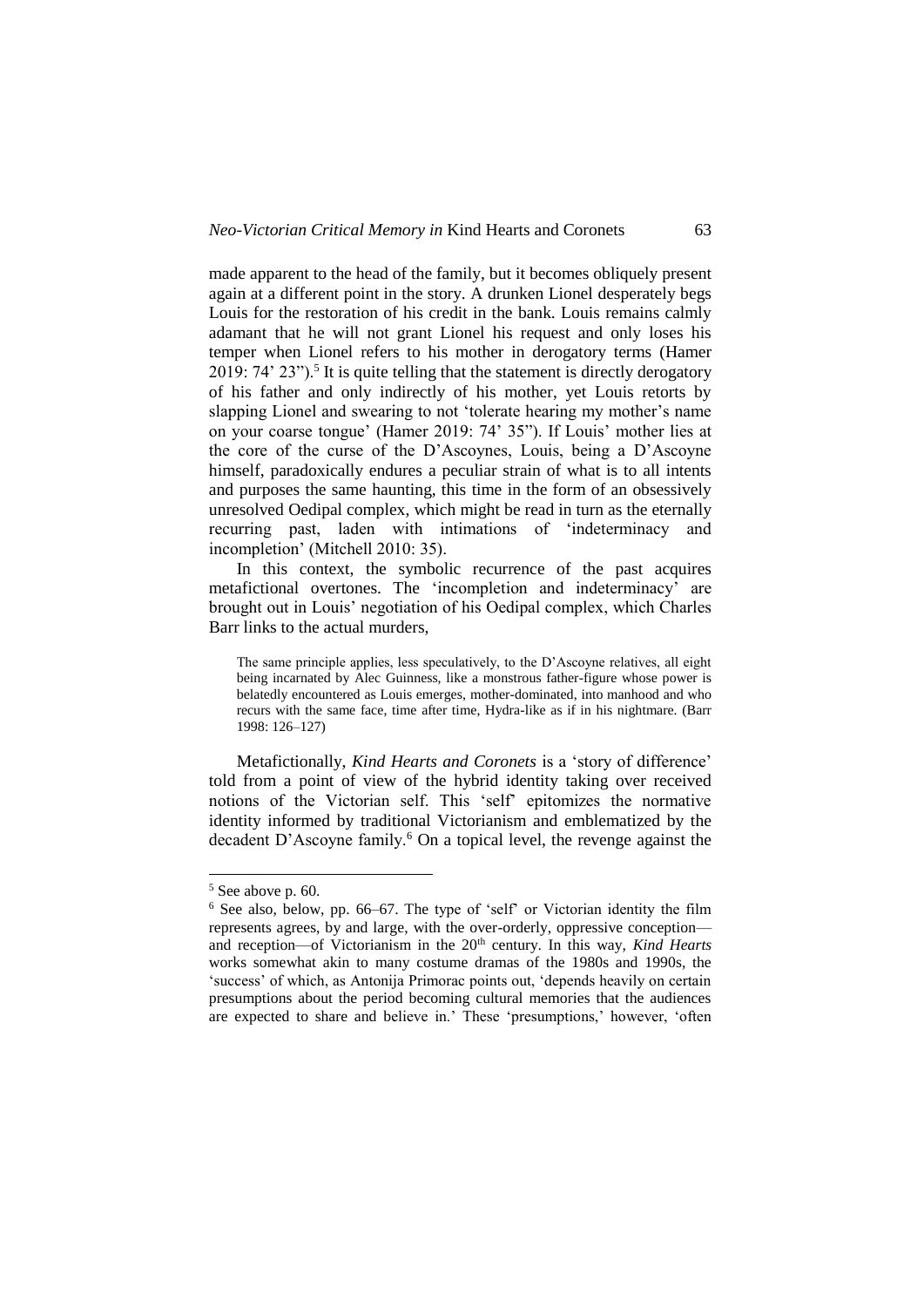made apparent to the head of the family, but it becomes obliquely present again at a different point in the story. A drunken Lionel desperately begs Louis for the restoration of his credit in the bank. Louis remains calmly adamant that he will not grant Lionel his request and only loses his temper when Lionel refers to his mother in derogatory terms (Hamer 2019: 74' 23").[5] It is quite telling that the statement is directly derogatory of his father and only indirectly of his mother, yet Louis retorts by slapping Lionel and swearing to not 'tolerate hearing my mother's name on your coarse tongue' (Hamer 2019: 74' 35"). If Louis' mother lies at the core of the curse of the D'Ascoynes, Louis, being a D'Ascoyne himself, paradoxically endures a peculiar strain of what is to all intents and purposes the same haunting, this time in the form of an obsessively unresolved Oedipal complex, which might be read in turn as the eternally recurring past, laden with intimations of 'indeterminacy and incompletion' (Mitchell 2010: 35).

In this context, the symbolic recurrence of the past acquires metafictional overtones. The 'incompletion and indeterminacy' are brought out in Louis' negotiation of his Oedipal complex, which Charles Barr links to the actual murders,

> The same principle applies, less speculatively, to the D'Ascoyne relatives, all eight being incarnated by Alec Guinness, like a monstrous father-figure whose power is belatedly encountered as Louis emerges, mother-dominated, into manhood and who recurs with the same face, time after time, Hydra-like as if in his nightmare. (Barr 1998: 126–127)

Metafictionally, *Kind Hearts and Coronets* is a 'story of difference' told from a point of view of the hybrid identity taking over received notions of the Victorian self. This 'self' epitomizes the normative identity informed by traditional Victorianism and emblematized by the decadent D'Ascoyne family.[6] On a topical level, the revenge against the

---

[5] See above p. 60.

[6] See also, below, pp. 66–67. The type of 'self' or Victorian identity the film represents agrees, by and large, with the over-orderly, oppressive conception—and reception—of Victorianism in the 20th century. In this way, *Kind Hearts* works somewhat akin to many costume dramas of the 1980s and 1990s, the 'success' of which, as Antonija Primorac points out, 'depends heavily on certain presumptions about the period becoming cultural memories that the audiences are expected to share and believe in.' These 'presumptions,' however, 'often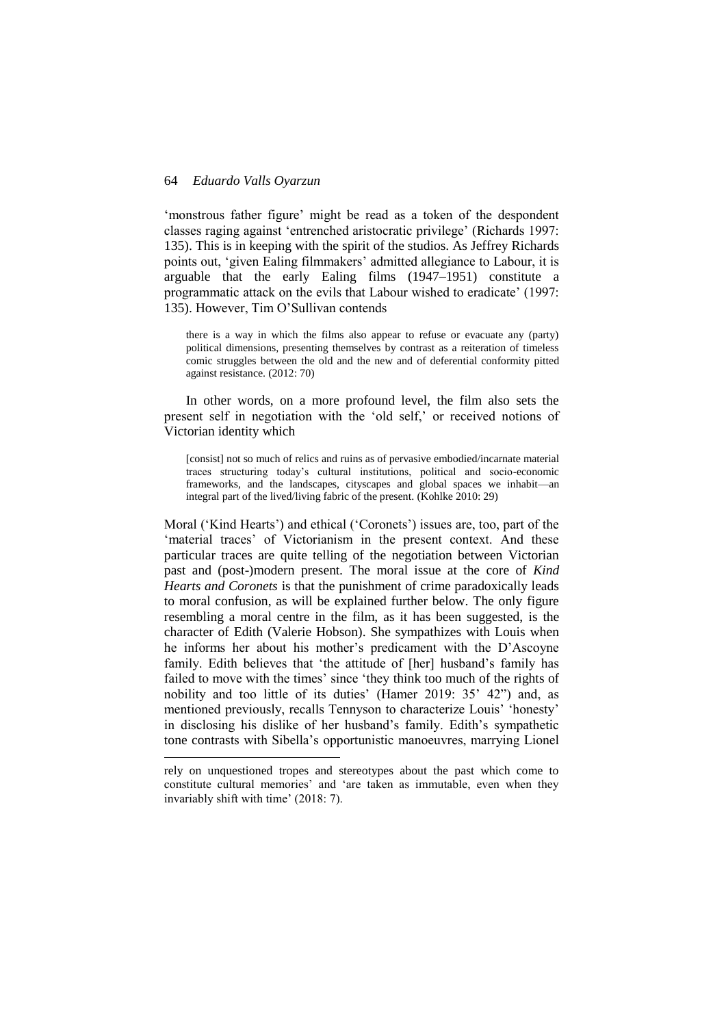'monstrous father figure' might be read as a token of the despondent classes raging against 'entrenched aristocratic privilege' (Richards 1997: 135). This is in keeping with the spirit of the studios. As Jeffrey Richards points out, 'given Ealing filmmakers' admitted allegiance to Labour, it is arguable that the early Ealing films (1947–1951) constitute a programmatic attack on the evils that Labour wished to eradicate' (1997: 135). However, Tim O'Sullivan contends

> there is a way in which the films also appear to refuse or evacuate any (party) political dimensions, presenting themselves by contrast as a reiteration of timeless comic struggles between the old and the new and of deferential conformity pitted against resistance. (2012: 70)

In other words, on a more profound level, the film also sets the present self in negotiation with the 'old self,' or received notions of Victorian identity which

> [consist] not so much of relics and ruins as of pervasive embodied/incarnate material traces structuring today's cultural institutions, political and socio-economic frameworks, and the landscapes, cityscapes and global spaces we inhabit—an integral part of the lived/living fabric of the present. (Kohlke 2010: 29)

Moral ('Kind Hearts') and ethical ('Coronets') issues are, too, part of the 'material traces' of Victorianism in the present context. And these particular traces are quite telling of the negotiation between Victorian past and (post-)modern present. The moral issue at the core of *Kind Hearts and Coronets* is that the punishment of crime paradoxically leads to moral confusion, as will be explained further below. The only figure resembling a moral centre in the film, as it has been suggested, is the character of Edith (Valerie Hobson). She sympathizes with Louis when he informs her about his mother's predicament with the D'Ascoyne family. Edith believes that 'the attitude of [her] husband's family has failed to move with the times' since 'they think too much of the rights of nobility and too little of its duties' (Hamer 2019: 35' 42") and, as mentioned previously, recalls Tennyson to characterize Louis' 'honesty' in disclosing his dislike of her husband's family. Edith's sympathetic tone contrasts with Sibella's opportunistic manoeuvres, marrying Lionel

---

rely on unquestioned tropes and stereotypes about the past which come to constitute cultural memories' and 'are taken as immutable, even when they invariably shift with time' (2018: 7).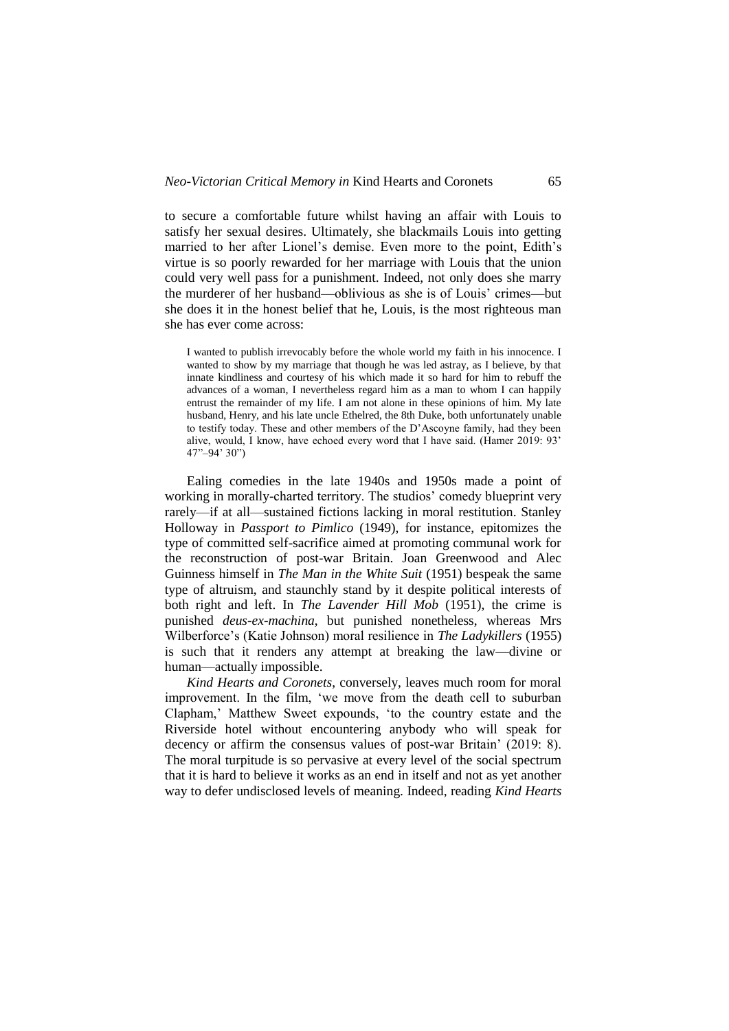to secure a comfortable future whilst having an affair with Louis to satisfy her sexual desires. Ultimately, she blackmails Louis into getting married to her after Lionel's demise. Even more to the point, Edith's virtue is so poorly rewarded for her marriage with Louis that the union could very well pass for a punishment. Indeed, not only does she marry the murderer of her husband—oblivious as she is of Louis' crimes—but she does it in the honest belief that he, Louis, is the most righteous man she has ever come across:

> I wanted to publish irrevocably before the whole world my faith in his innocence. I wanted to show by my marriage that though he was led astray, as I believe, by that innate kindliness and courtesy of his which made it so hard for him to rebuff the advances of a woman, I nevertheless regard him as a man to whom I can happily entrust the remainder of my life. I am not alone in these opinions of him. My late husband, Henry, and his late uncle Ethelred, the 8th Duke, both unfortunately unable to testify today. These and other members of the D'Ascoyne family, had they been alive, would, I know, have echoed every word that I have said. (Hamer 2019: 93' 47"–94' 30")

Ealing comedies in the late 1940s and 1950s made a point of working in morally-charted territory. The studios' comedy blueprint very rarely—if at all—sustained fictions lacking in moral restitution. Stanley Holloway in *Passport to Pimlico* (1949), for instance, epitomizes the type of committed self-sacrifice aimed at promoting communal work for the reconstruction of post-war Britain. Joan Greenwood and Alec Guinness himself in *The Man in the White Suit* (1951) bespeak the same type of altruism, and staunchly stand by it despite political interests of both right and left. In *The Lavender Hill Mob* (1951), the crime is punished *deus-ex-machina*, but punished nonetheless, whereas Mrs Wilberforce's (Katie Johnson) moral resilience in *The Ladykillers* (1955) is such that it renders any attempt at breaking the law—divine or human—actually impossible.

*Kind Hearts and Coronets*, conversely, leaves much room for moral improvement. In the film, 'we move from the death cell to suburban Clapham,' Matthew Sweet expounds, 'to the country estate and the Riverside hotel without encountering anybody who will speak for decency or affirm the consensus values of post-war Britain' (2019: 8). The moral turpitude is so pervasive at every level of the social spectrum that it is hard to believe it works as an end in itself and not as yet another way to defer undisclosed levels of meaning. Indeed, reading *Kind Hearts*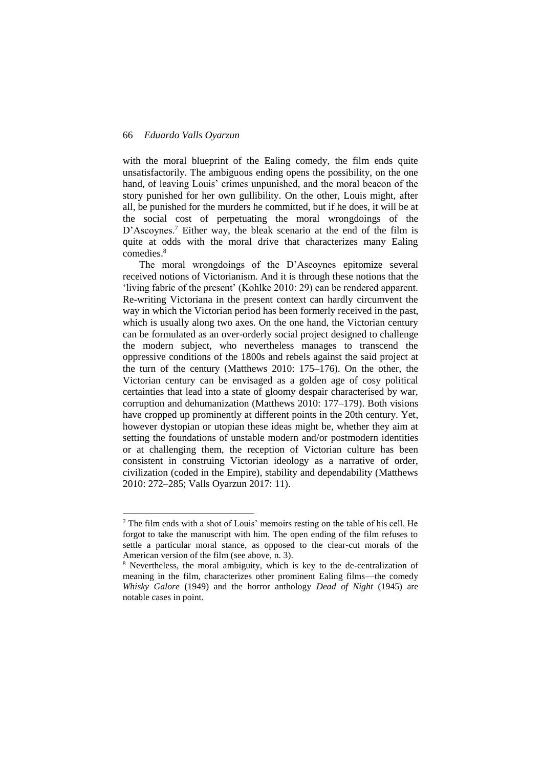with the moral blueprint of the Ealing comedy, the film ends quite unsatisfactorily. The ambiguous ending opens the possibility, on the one hand, of leaving Louis' crimes unpunished, and the moral beacon of the story punished for her own gullibility. On the other, Louis might, after all, be punished for the murders he committed, but if he does, it will be at the social cost of perpetuating the moral wrongdoings of the D'Ascoynes.[7] Either way, the bleak scenario at the end of the film is quite at odds with the moral drive that characterizes many Ealing comedies.[8]

The moral wrongdoings of the D'Ascoynes epitomize several received notions of Victorianism. And it is through these notions that the 'living fabric of the present' (Kohlke 2010: 29) can be rendered apparent. Re-writing Victoriana in the present context can hardly circumvent the way in which the Victorian period has been formerly received in the past, which is usually along two axes. On the one hand, the Victorian century can be formulated as an over-orderly social project designed to challenge the modern subject, who nevertheless manages to transcend the oppressive conditions of the 1800s and rebels against the said project at the turn of the century (Matthews 2010: 175–176). On the other, the Victorian century can be envisaged as a golden age of cosy political certainties that lead into a state of gloomy despair characterised by war, corruption and dehumanization (Matthews 2010: 177–179). Both visions have cropped up prominently at different points in the 20th century. Yet, however dystopian or utopian these ideas might be, whether they aim at setting the foundations of unstable modern and/or postmodern identities or at challenging them, the reception of Victorian culture has been consistent in construing Victorian ideology as a narrative of order, civilization (coded in the Empire), stability and dependability (Matthews 2010: 272–285; Valls Oyarzun 2017: 11).

---

[7] The film ends with a shot of Louis' memoirs resting on the table of his cell. He forgot to take the manuscript with him. The open ending of the film refuses to settle a particular moral stance, as opposed to the clear-cut morals of the American version of the film (see above, n. 3).

[8] Nevertheless, the moral ambiguity, which is key to the de-centralization of meaning in the film, characterizes other prominent Ealing films—the comedy *Whisky Galore* (1949) and the horror anthology *Dead of Night* (1945) are notable cases in point.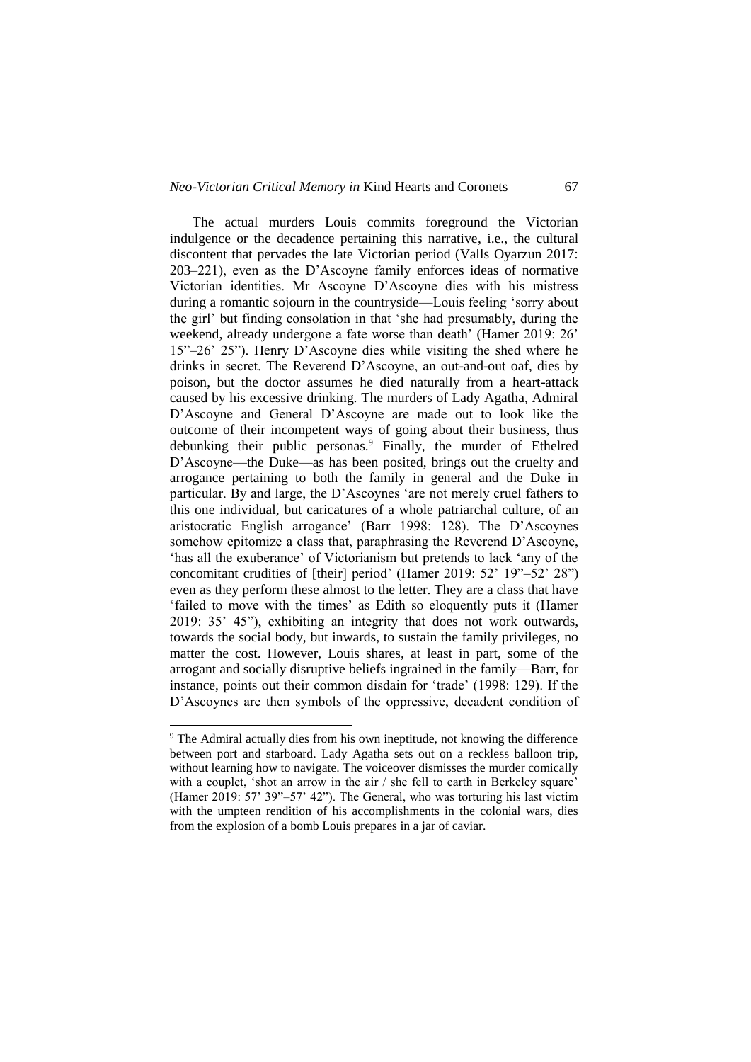The actual murders Louis commits foreground the Victorian indulgence or the decadence pertaining this narrative, i.e., the cultural discontent that pervades the late Victorian period (Valls Oyarzun 2017: 203–221), even as the D'Ascoyne family enforces ideas of normative Victorian identities. Mr Ascoyne D'Ascoyne dies with his mistress during a romantic sojourn in the countryside—Louis feeling 'sorry about the girl' but finding consolation in that 'she had presumably, during the weekend, already undergone a fate worse than death' (Hamer 2019: 26' 15"–26' 25"). Henry D'Ascoyne dies while visiting the shed where he drinks in secret. The Reverend D'Ascoyne, an out-and-out oaf, dies by poison, but the doctor assumes he died naturally from a heart-attack caused by his excessive drinking. The murders of Lady Agatha, Admiral D'Ascoyne and General D'Ascoyne are made out to look like the outcome of their incompetent ways of going about their business, thus debunking their public personas.[9] Finally, the murder of Ethelred D'Ascoyne—the Duke—as has been posited, brings out the cruelty and arrogance pertaining to both the family in general and the Duke in particular. By and large, the D'Ascoynes 'are not merely cruel fathers to this one individual, but caricatures of a whole patriarchal culture, of an aristocratic English arrogance' (Barr 1998: 128). The D'Ascoynes somehow epitomize a class that, paraphrasing the Reverend D'Ascoyne, 'has all the exuberance' of Victorianism but pretends to lack 'any of the concomitant crudities of [their] period' (Hamer 2019: 52' 19"–52' 28") even as they perform these almost to the letter. They are a class that have 'failed to move with the times' as Edith so eloquently puts it (Hamer 2019: 35' 45"), exhibiting an integrity that does not work outwards, towards the social body, but inwards, to sustain the family privileges, no matter the cost. However, Louis shares, at least in part, some of the arrogant and socially disruptive beliefs ingrained in the family—Barr, for instance, points out their common disdain for 'trade' (1998: 129). If the D'Ascoynes are then symbols of the oppressive, decadent condition of

[9] The Admiral actually dies from his own ineptitude, not knowing the difference between port and starboard. Lady Agatha sets out on a reckless balloon trip, without learning how to navigate. The voiceover dismisses the murder comically with a couplet, 'shot an arrow in the air / she fell to earth in Berkeley square' (Hamer 2019: 57' 39"–57' 42"). The General, who was torturing his last victim with the umpteen rendition of his accomplishments in the colonial wars, dies from the explosion of a bomb Louis prepares in a jar of caviar.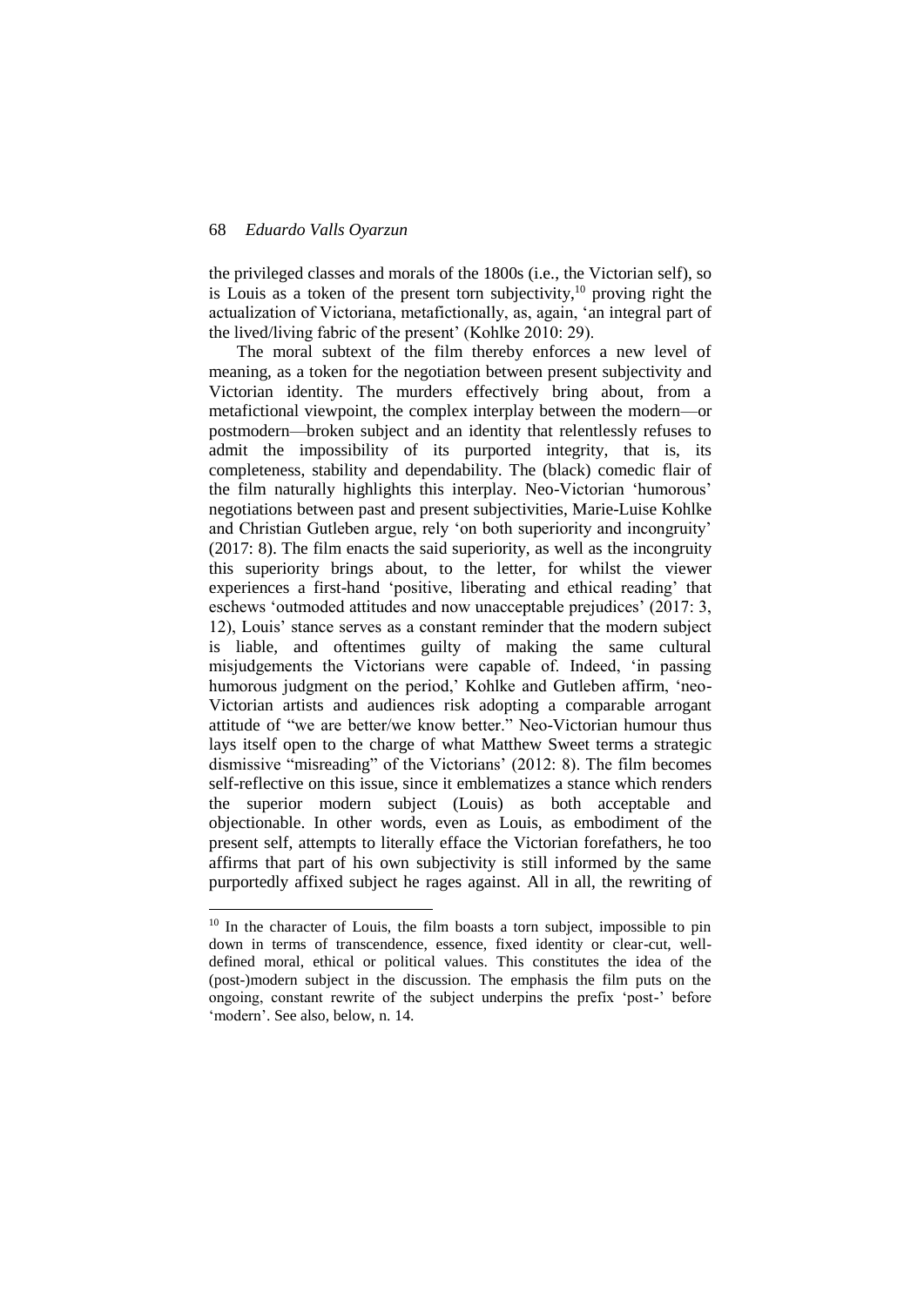the privileged classes and morals of the 1800s (i.e., the Victorian self), so is Louis as a token of the present torn subjectivity,[10] proving right the actualization of Victoriana, metafictionally, as, again, 'an integral part of the lived/living fabric of the present' (Kohlke 2010: 29).

The moral subtext of the film thereby enforces a new level of meaning, as a token for the negotiation between present subjectivity and Victorian identity. The murders effectively bring about, from a metafictional viewpoint, the complex interplay between the modern—or postmodern—broken subject and an identity that relentlessly refuses to admit the impossibility of its purported integrity, that is, its completeness, stability and dependability. The (black) comedic flair of the film naturally highlights this interplay. Neo-Victorian 'humorous' negotiations between past and present subjectivities, Marie-Luise Kohlke and Christian Gutleben argue, rely 'on both superiority and incongruity' (2017: 8). The film enacts the said superiority, as well as the incongruity this superiority brings about, to the letter, for whilst the viewer experiences a first-hand 'positive, liberating and ethical reading' that eschews 'outmoded attitudes and now unacceptable prejudices' (2017: 3, 12), Louis' stance serves as a constant reminder that the modern subject is liable, and oftentimes guilty of making the same cultural misjudgements the Victorians were capable of. Indeed, 'in passing humorous judgment on the period,' Kohlke and Gutleben affirm, 'neo-Victorian artists and audiences risk adopting a comparable arrogant attitude of "we are better/we know better." Neo-Victorian humour thus lays itself open to the charge of what Matthew Sweet terms a strategic dismissive "misreading" of the Victorians' (2012: 8). The film becomes self-reflective on this issue, since it emblematizes a stance which renders the superior modern subject (Louis) as both acceptable and objectionable. In other words, even as Louis, as embodiment of the present self, attempts to literally efface the Victorian forefathers, he too affirms that part of his own subjectivity is still informed by the same purportedly affixed subject he rages against. All in all, the rewriting of

[10] In the character of Louis, the film boasts a torn subject, impossible to pin down in terms of transcendence, essence, fixed identity or clear-cut, well-defined moral, ethical or political values. This constitutes the idea of the (post-)modern subject in the discussion. The emphasis the film puts on the ongoing, constant rewrite of the subject underpins the prefix 'post-' before 'modern'. See also, below, n. 14.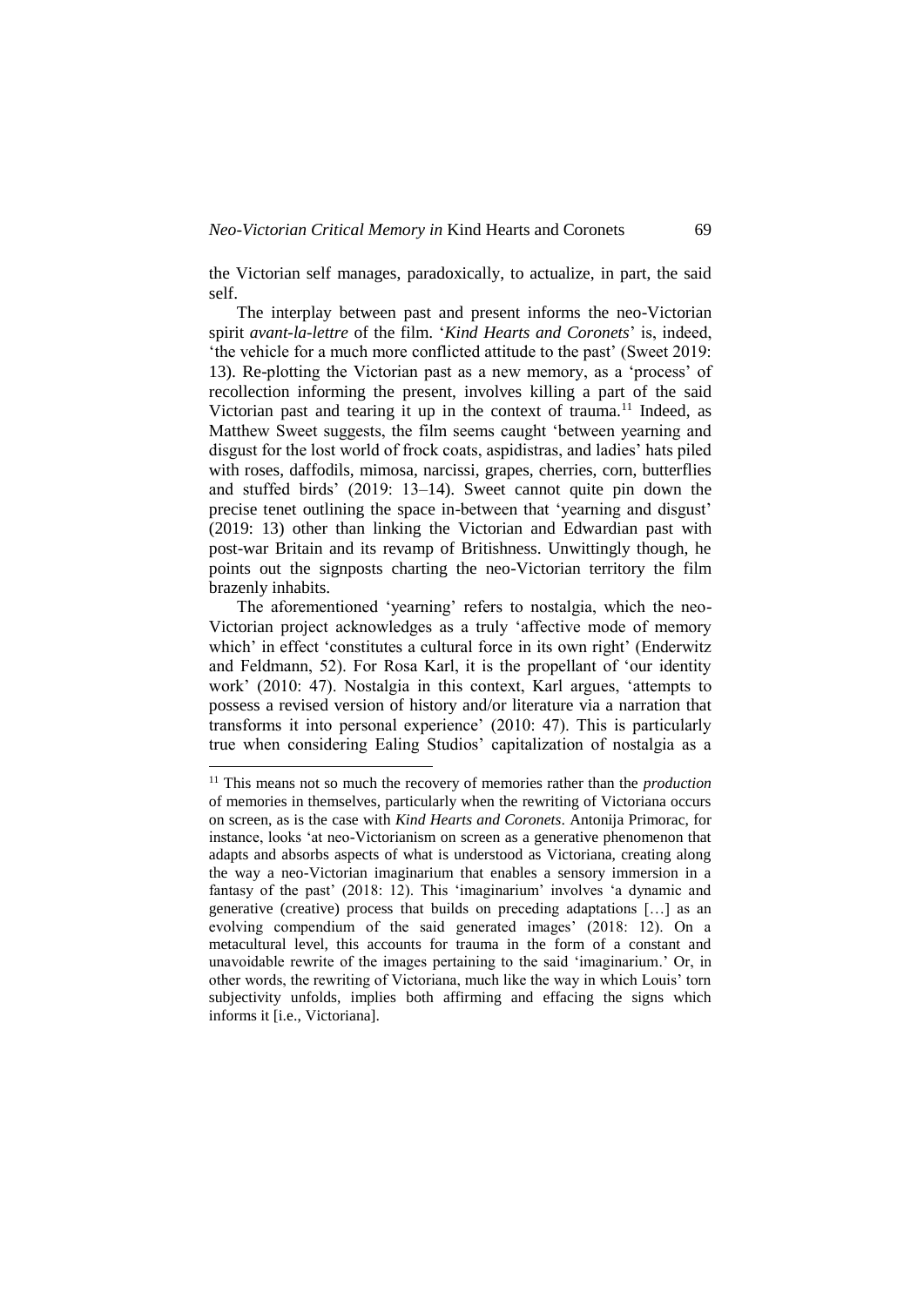the Victorian self manages, paradoxically, to actualize, in part, the said self.

The interplay between past and present informs the neo-Victorian spirit *avant-la-lettre* of the film. '*Kind Hearts and Coronets*' is, indeed, 'the vehicle for a much more conflicted attitude to the past' (Sweet 2019: 13). Re-plotting the Victorian past as a new memory, as a 'process' of recollection informing the present, involves killing a part of the said Victorian past and tearing it up in the context of trauma.[11] Indeed, as Matthew Sweet suggests, the film seems caught 'between yearning and disgust for the lost world of frock coats, aspidistras, and ladies' hats piled with roses, daffodils, mimosa, narcissi, grapes, cherries, corn, butterflies and stuffed birds' (2019: 13–14). Sweet cannot quite pin down the precise tenet outlining the space in-between that 'yearning and disgust' (2019: 13) other than linking the Victorian and Edwardian past with post-war Britain and its revamp of Britishness. Unwittingly though, he points out the signposts charting the neo-Victorian territory the film brazenly inhabits.

The aforementioned 'yearning' refers to nostalgia, which the neo-Victorian project acknowledges as a truly 'affective mode of memory which' in effect 'constitutes a cultural force in its own right' (Enderwitz and Feldmann, 52). For Rosa Karl, it is the propellant of 'our identity work' (2010: 47). Nostalgia in this context, Karl argues, 'attempts to possess a revised version of history and/or literature via a narration that transforms it into personal experience' (2010: 47). This is particularly true when considering Ealing Studios' capitalization of nostalgia as a

---

[11] This means not so much the recovery of memories rather than the *production* of memories in themselves, particularly when the rewriting of Victoriana occurs on screen, as is the case with *Kind Hearts and Coronets*. Antonija Primorac, for instance, looks 'at neo-Victorianism on screen as a generative phenomenon that adapts and absorbs aspects of what is understood as Victoriana, creating along the way a neo-Victorian imaginarium that enables a sensory immersion in a fantasy of the past' (2018: 12). This 'imaginarium' involves 'a dynamic and generative (creative) process that builds on preceding adaptations […] as an evolving compendium of the said generated images' (2018: 12). On a metacultural level, this accounts for trauma in the form of a constant and unavoidable rewrite of the images pertaining to the said 'imaginarium.' Or, in other words, the rewriting of Victoriana, much like the way in which Louis' torn subjectivity unfolds, implies both affirming and effacing the signs which informs it [i.e., Victoriana].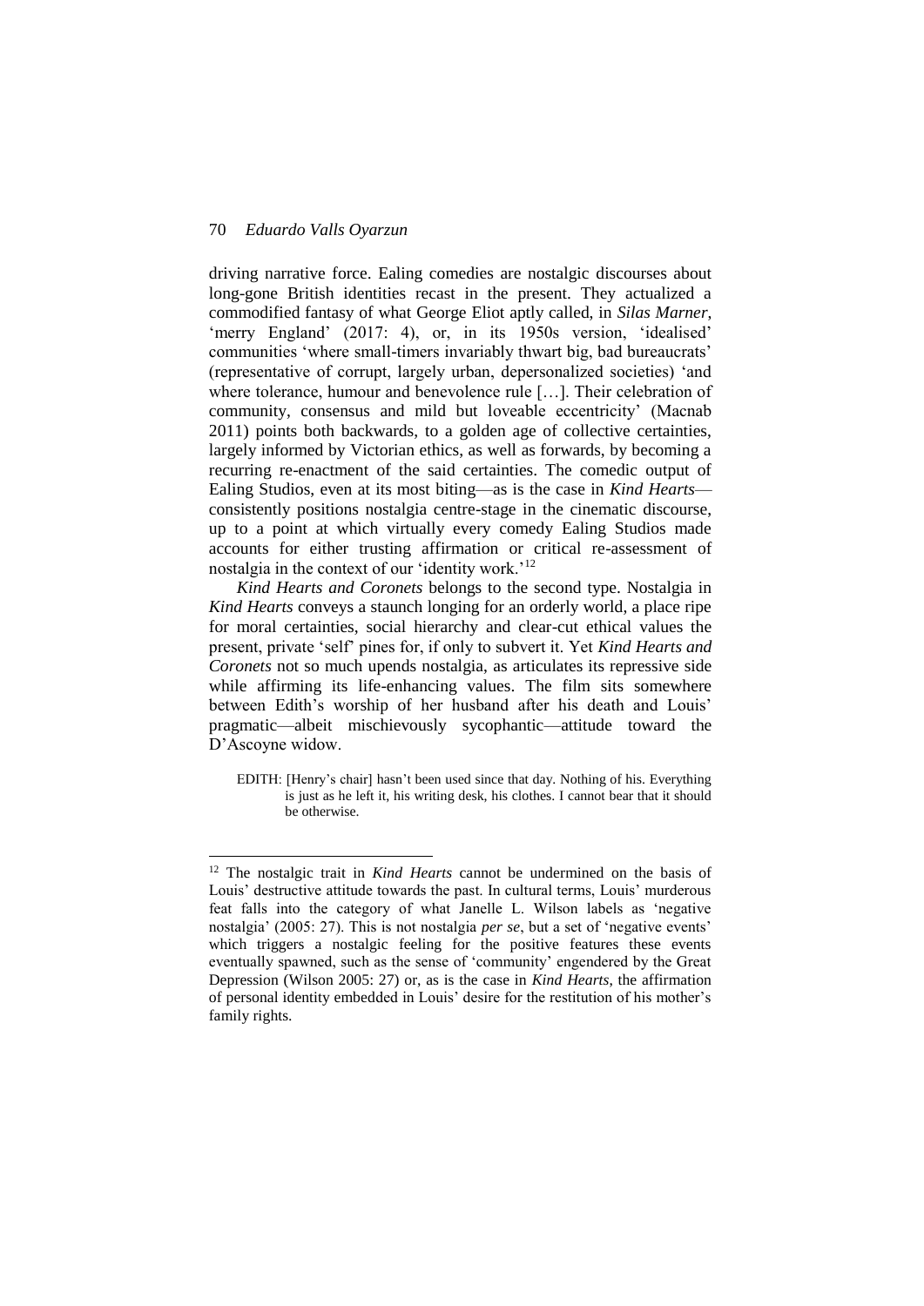driving narrative force. Ealing comedies are nostalgic discourses about long-gone British identities recast in the present. They actualized a commodified fantasy of what George Eliot aptly called, in *Silas Marner*, 'merry England' (2017: 4), or, in its 1950s version, 'idealised' communities 'where small-timers invariably thwart big, bad bureaucrats' (representative of corrupt, largely urban, depersonalized societies) 'and where tolerance, humour and benevolence rule […]. Their celebration of community, consensus and mild but loveable eccentricity' (Macnab 2011) points both backwards, to a golden age of collective certainties, largely informed by Victorian ethics, as well as forwards, by becoming a recurring re-enactment of the said certainties. The comedic output of Ealing Studios, even at its most biting—as is the case in *Kind Hearts*—consistently positions nostalgia centre-stage in the cinematic discourse, up to a point at which virtually every comedy Ealing Studios made accounts for either trusting affirmation or critical re-assessment of nostalgia in the context of our 'identity work.'[12]

*Kind Hearts and Coronets* belongs to the second type. Nostalgia in *Kind Hearts* conveys a staunch longing for an orderly world, a place ripe for moral certainties, social hierarchy and clear-cut ethical values the present, private 'self' pines for, if only to subvert it. Yet *Kind Hearts and Coronets* not so much upends nostalgia, as articulates its repressive side while affirming its life-enhancing values. The film sits somewhere between Edith's worship of her husband after his death and Louis' pragmatic—albeit mischievously sycophantic—attitude toward the D'Ascoyne widow.

> EDITH: [Henry's chair] hasn't been used since that day. Nothing of his. Everything is just as he left it, his writing desk, his clothes. I cannot bear that it should be otherwise.

---

[12] The nostalgic trait in *Kind Hearts* cannot be undermined on the basis of Louis' destructive attitude towards the past. In cultural terms, Louis' murderous feat falls into the category of what Janelle L. Wilson labels as 'negative nostalgia' (2005: 27). This is not nostalgia *per se*, but a set of 'negative events' which triggers a nostalgic feeling for the positive features these events eventually spawned, such as the sense of 'community' engendered by the Great Depression (Wilson 2005: 27) or, as is the case in *Kind Hearts*, the affirmation of personal identity embedded in Louis' desire for the restitution of his mother's family rights.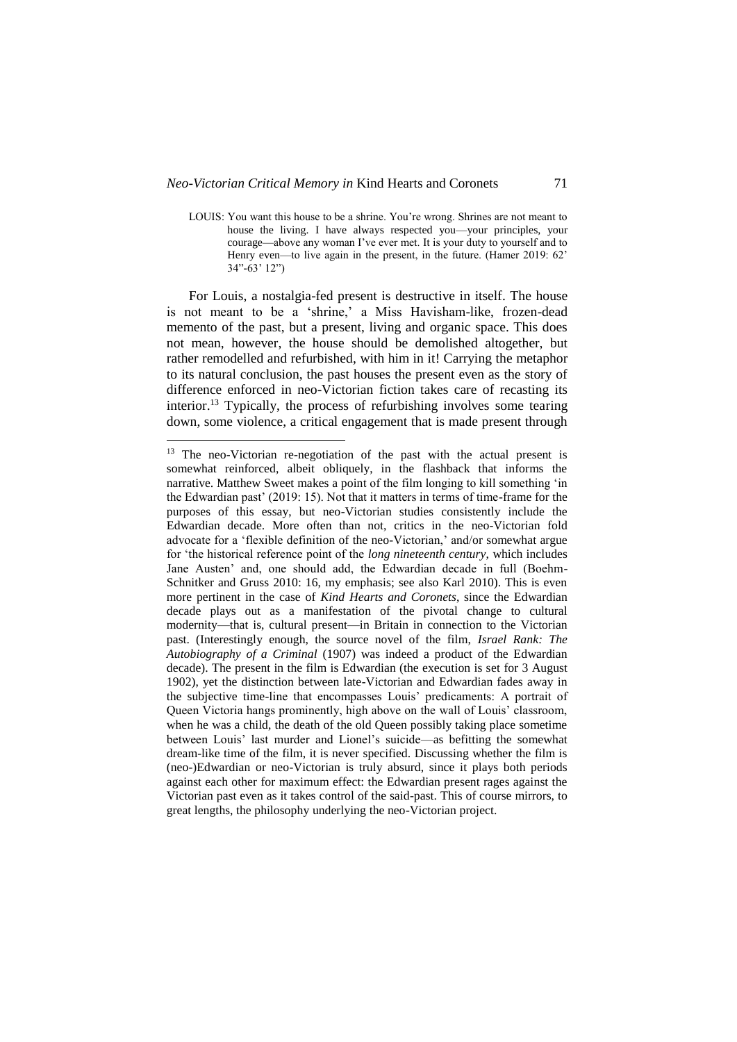> LOUIS: You want this house to be a shrine. You're wrong. Shrines are not meant to house the living. I have always respected you—your principles, your courage—above any woman I've ever met. It is your duty to yourself and to Henry even—to live again in the present, in the future. (Hamer 2019: 62' 34"-63' 12")

For Louis, a nostalgia-fed present is destructive in itself. The house is not meant to be a 'shrine,' a Miss Havisham-like, frozen-dead memento of the past, but a present, living and organic space. This does not mean, however, the house should be demolished altogether, but rather remodelled and refurbished, with him in it! Carrying the metaphor to its natural conclusion, the past houses the present even as the story of difference enforced in neo-Victorian fiction takes care of recasting its interior.[13] Typically, the process of refurbishing involves some tearing down, some violence, a critical engagement that is made present through

---

[13] The neo-Victorian re-negotiation of the past with the actual present is somewhat reinforced, albeit obliquely, in the flashback that informs the narrative. Matthew Sweet makes a point of the film longing to kill something 'in the Edwardian past' (2019: 15). Not that it matters in terms of time-frame for the purposes of this essay, but neo-Victorian studies consistently include the Edwardian decade. More often than not, critics in the neo-Victorian fold advocate for a 'flexible definition of the neo-Victorian,' and/or somewhat argue for 'the historical reference point of the *long nineteenth century*, which includes Jane Austen' and, one should add, the Edwardian decade in full (Boehm-Schnitker and Gruss 2010: 16, my emphasis; see also Karl 2010). This is even more pertinent in the case of *Kind Hearts and Coronets*, since the Edwardian decade plays out as a manifestation of the pivotal change to cultural modernity—that is, cultural present—in Britain in connection to the Victorian past. (Interestingly enough, the source novel of the film, *Israel Rank: The Autobiography of a Criminal* (1907) was indeed a product of the Edwardian decade). The present in the film is Edwardian (the execution is set for 3 August 1902), yet the distinction between late-Victorian and Edwardian fades away in the subjective time-line that encompasses Louis' predicaments: A portrait of Queen Victoria hangs prominently, high above on the wall of Louis' classroom, when he was a child, the death of the old Queen possibly taking place sometime between Louis' last murder and Lionel's suicide—as befitting the somewhat dream-like time of the film, it is never specified. Discussing whether the film is (neo-)Edwardian or neo-Victorian is truly absurd, since it plays both periods against each other for maximum effect: the Edwardian present rages against the Victorian past even as it takes control of the said-past. This of course mirrors, to great lengths, the philosophy underlying the neo-Victorian project.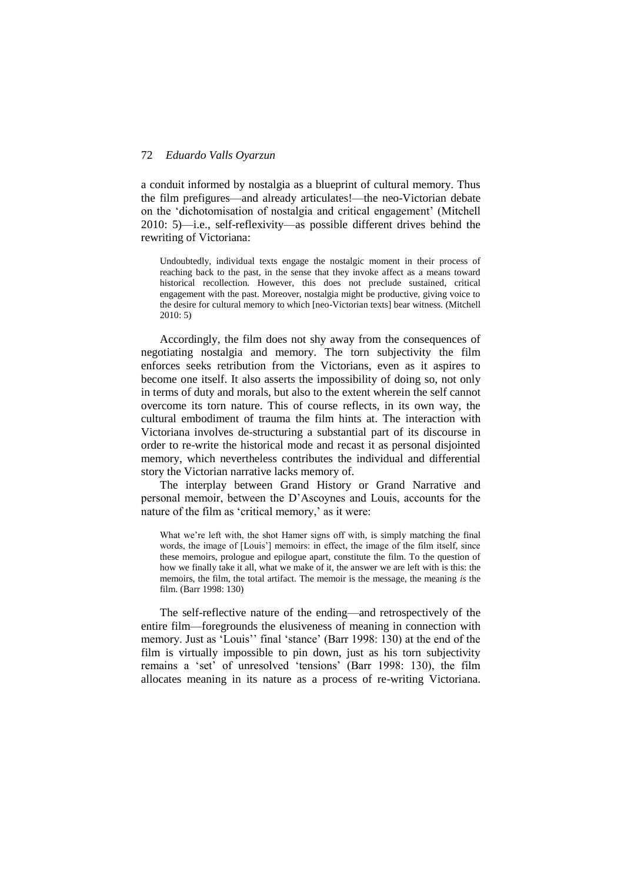a conduit informed by nostalgia as a blueprint of cultural memory. Thus the film prefigures—and already articulates!—the neo-Victorian debate on the 'dichotomisation of nostalgia and critical engagement' (Mitchell 2010: 5)—i.e., self-reflexivity—as possible different drives behind the rewriting of Victoriana:

> Undoubtedly, individual texts engage the nostalgic moment in their process of reaching back to the past, in the sense that they invoke affect as a means toward historical recollection. However, this does not preclude sustained, critical engagement with the past. Moreover, nostalgia might be productive, giving voice to the desire for cultural memory to which [neo-Victorian texts] bear witness. (Mitchell 2010: 5)

Accordingly, the film does not shy away from the consequences of negotiating nostalgia and memory. The torn subjectivity the film enforces seeks retribution from the Victorians, even as it aspires to become one itself. It also asserts the impossibility of doing so, not only in terms of duty and morals, but also to the extent wherein the self cannot overcome its torn nature. This of course reflects, in its own way, the cultural embodiment of trauma the film hints at. The interaction with Victoriana involves de-structuring a substantial part of its discourse in order to re-write the historical mode and recast it as personal disjointed memory, which nevertheless contributes the individual and differential story the Victorian narrative lacks memory of.

The interplay between Grand History or Grand Narrative and personal memoir, between the D'Ascoynes and Louis, accounts for the nature of the film as 'critical memory,' as it were:

> What we're left with, the shot Hamer signs off with, is simply matching the final words, the image of [Louis'] memoirs: in effect, the image of the film itself, since these memoirs, prologue and epilogue apart, constitute the film. To the question of how we finally take it all, what we make of it, the answer we are left with is this: the memoirs, the film, the total artifact. The memoir is the message, the meaning *is* the film. (Barr 1998: 130)

The self-reflective nature of the ending—and retrospectively of the entire film—foregrounds the elusiveness of meaning in connection with memory. Just as 'Louis'' final 'stance' (Barr 1998: 130) at the end of the film is virtually impossible to pin down, just as his torn subjectivity remains a 'set' of unresolved 'tensions' (Barr 1998: 130), the film allocates meaning in its nature as a process of re-writing Victoriana.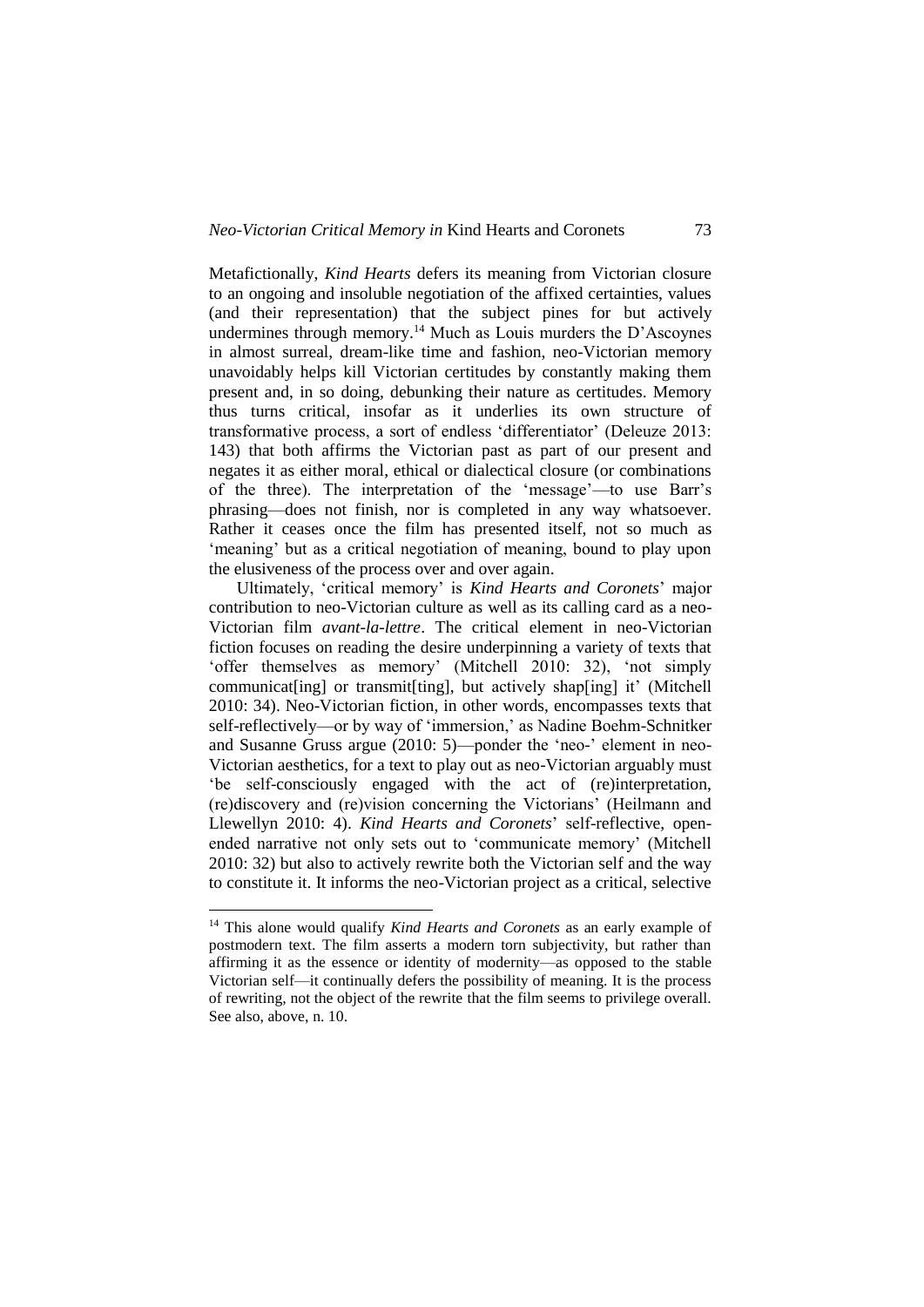Metafictionally, *Kind Hearts* defers its meaning from Victorian closure to an ongoing and insoluble negotiation of the affixed certainties, values (and their representation) that the subject pines for but actively undermines through memory.[14] Much as Louis murders the D'Ascoynes in almost surreal, dream-like time and fashion, neo-Victorian memory unavoidably helps kill Victorian certitudes by constantly making them present and, in so doing, debunking their nature as certitudes. Memory thus turns critical, insofar as it underlies its own structure of transformative process, a sort of endless 'differentiator' (Deleuze 2013: 143) that both affirms the Victorian past as part of our present and negates it as either moral, ethical or dialectical closure (or combinations of the three). The interpretation of the 'message'—to use Barr's phrasing—does not finish, nor is completed in any way whatsoever. Rather it ceases once the film has presented itself, not so much as 'meaning' but as a critical negotiation of meaning, bound to play upon the elusiveness of the process over and over again.

Ultimately, 'critical memory' is *Kind Hearts and Coronets*' major contribution to neo-Victorian culture as well as its calling card as a neo-Victorian film *avant-la-lettre*. The critical element in neo-Victorian fiction focuses on reading the desire underpinning a variety of texts that 'offer themselves as memory' (Mitchell 2010: 32), 'not simply communicat[ing] or transmit[ting], but actively shap[ing] it' (Mitchell 2010: 34). Neo-Victorian fiction, in other words, encompasses texts that self-reflectively—or by way of 'immersion,' as Nadine Boehm-Schnitker and Susanne Gruss argue (2010: 5)—ponder the 'neo-' element in neo-Victorian aesthetics, for a text to play out as neo-Victorian arguably must 'be self-consciously engaged with the act of (re)interpretation, (re)discovery and (re)vision concerning the Victorians' (Heilmann and Llewellyn 2010: 4). *Kind Hearts and Coronets*' self-reflective, open-ended narrative not only sets out to 'communicate memory' (Mitchell 2010: 32) but also to actively rewrite both the Victorian self and the way to constitute it. It informs the neo-Victorian project as a critical, selective

---

[14] This alone would qualify *Kind Hearts and Coronets* as an early example of postmodern text. The film asserts a modern torn subjectivity, but rather than affirming it as the essence or identity of modernity—as opposed to the stable Victorian self—it continually defers the possibility of meaning. It is the process of rewriting, not the object of the rewrite that the film seems to privilege overall. See also, above, n. 10.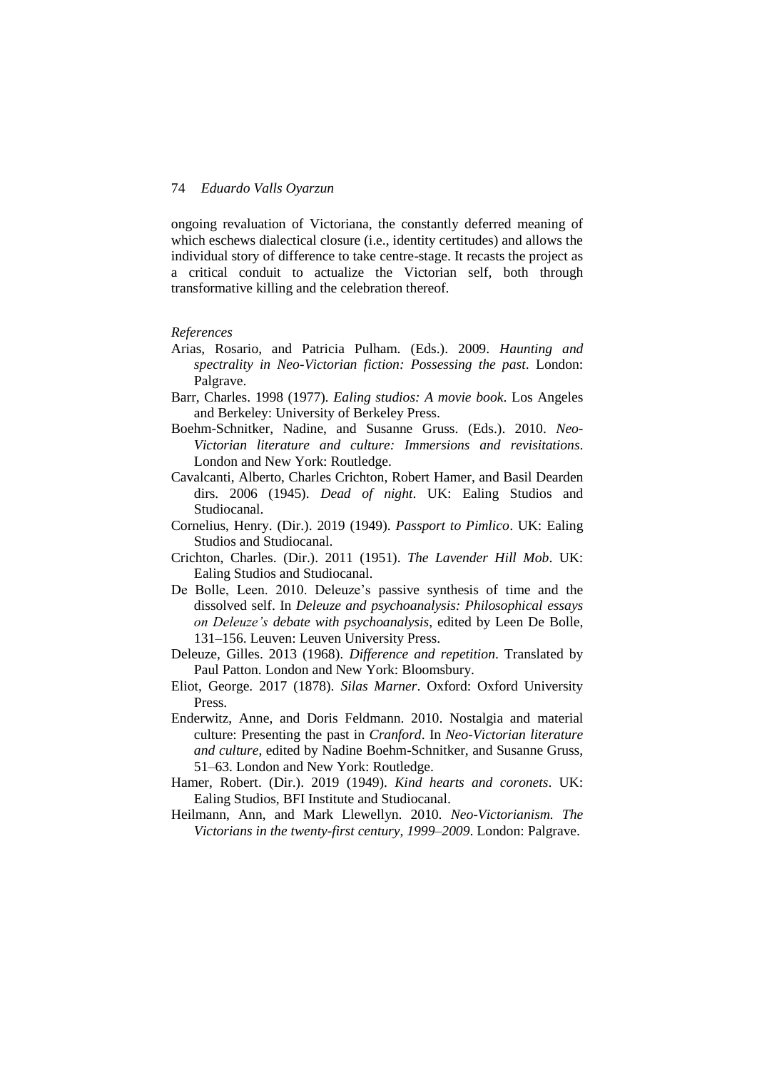ongoing revaluation of Victoriana, the constantly deferred meaning of which eschews dialectical closure (i.e., identity certitudes) and allows the individual story of difference to take centre-stage. It recasts the project as a critical conduit to actualize the Victorian self, both through transformative killing and the celebration thereof.

*References*

Arias, Rosario, and Patricia Pulham. (Eds.). 2009. *Haunting and spectrality in Neo-Victorian fiction: Possessing the past*. London: Palgrave.

Barr, Charles. 1998 (1977). *Ealing studios: A movie book*. Los Angeles and Berkeley: University of Berkeley Press.

Boehm-Schnitker, Nadine, and Susanne Gruss. (Eds.). 2010. *Neo-Victorian literature and culture: Immersions and revisitations*. London and New York: Routledge.

Cavalcanti, Alberto, Charles Crichton, Robert Hamer, and Basil Dearden dirs. 2006 (1945). *Dead of night*. UK: Ealing Studios and Studiocanal.

Cornelius, Henry. (Dir.). 2019 (1949). *Passport to Pimlico*. UK: Ealing Studios and Studiocanal.

Crichton, Charles. (Dir.). 2011 (1951). *The Lavender Hill Mob*. UK: Ealing Studios and Studiocanal.

De Bolle, Leen. 2010. Deleuze's passive synthesis of time and the dissolved self. In *Deleuze and psychoanalysis: Philosophical essays on Deleuze's debate with psychoanalysis*, edited by Leen De Bolle, 131–156. Leuven: Leuven University Press.

Deleuze, Gilles. 2013 (1968). *Difference and repetition*. Translated by Paul Patton. London and New York: Bloomsbury.

Eliot, George. 2017 (1878). *Silas Marner*. Oxford: Oxford University Press.

Enderwitz, Anne, and Doris Feldmann. 2010. Nostalgia and material culture: Presenting the past in *Cranford*. In *Neo-Victorian literature and culture*, edited by Nadine Boehm-Schnitker, and Susanne Gruss, 51–63. London and New York: Routledge.

Hamer, Robert. (Dir.). 2019 (1949). *Kind hearts and coronets*. UK: Ealing Studios, BFI Institute and Studiocanal.

Heilmann, Ann, and Mark Llewellyn. 2010. *Neo-Victorianism. The Victorians in the twenty-first century, 1999–2009*. London: Palgrave.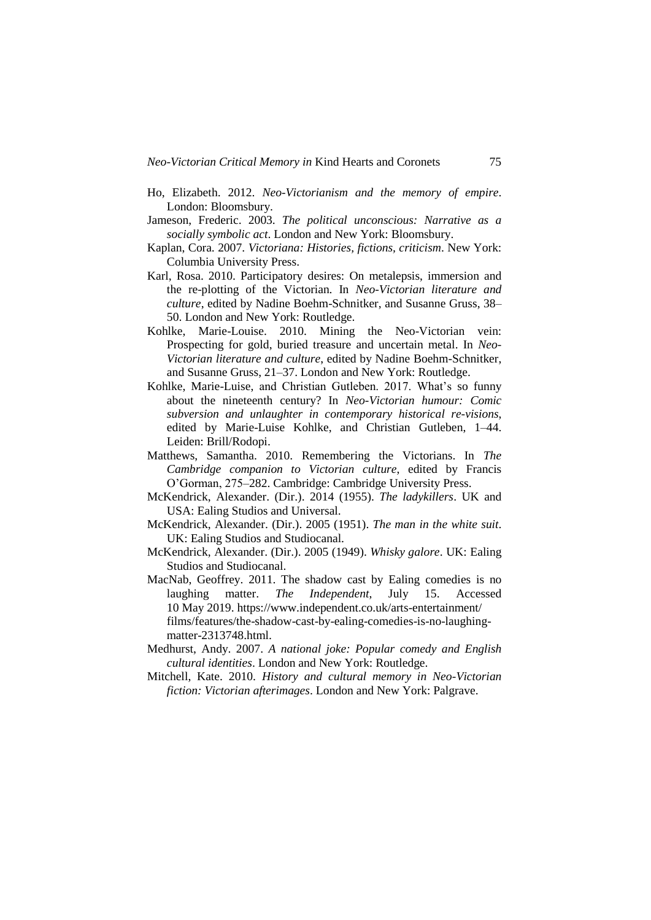Ho, Elizabeth. 2012. *Neo-Victorianism and the memory of empire*. London: Bloomsbury.

Jameson, Frederic. 2003. *The political unconscious: Narrative as a socially symbolic act*. London and New York: Bloomsbury.

Kaplan, Cora. 2007. *Victoriana: Histories, fictions, criticism*. New York: Columbia University Press.

Karl, Rosa. 2010. Participatory desires: On metalepsis, immersion and the re-plotting of the Victorian. In *Neo-Victorian literature and culture*, edited by Nadine Boehm-Schnitker, and Susanne Gruss, 38–50. London and New York: Routledge.

Kohlke, Marie-Louise. 2010. Mining the Neo-Victorian vein: Prospecting for gold, buried treasure and uncertain metal. In *Neo-Victorian literature and culture*, edited by Nadine Boehm-Schnitker, and Susanne Gruss, 21–37. London and New York: Routledge.

Kohlke, Marie-Luise, and Christian Gutleben. 2017. What's so funny about the nineteenth century? In *Neo-Victorian humour: Comic subversion and unlaughter in contemporary historical re-visions*, edited by Marie-Luise Kohlke, and Christian Gutleben, 1–44. Leiden: Brill/Rodopi.

Matthews, Samantha. 2010. Remembering the Victorians. In *The Cambridge companion to Victorian culture*, edited by Francis O'Gorman, 275–282. Cambridge: Cambridge University Press.

McKendrick, Alexander. (Dir.). 2014 (1955). *The ladykillers*. UK and USA: Ealing Studios and Universal.

McKendrick, Alexander. (Dir.). 2005 (1951). *The man in the white suit*. UK: Ealing Studios and Studiocanal.

McKendrick, Alexander. (Dir.). 2005 (1949). *Whisky galore*. UK: Ealing Studios and Studiocanal.

MacNab, Geoffrey. 2011. The shadow cast by Ealing comedies is no laughing matter. *The Independent*, July 15. Accessed 10 May 2019. https://www.independent.co.uk/arts-entertainment/films/features/the-shadow-cast-by-ealing-comedies-is-no-laughing-matter-2313748.html.

Medhurst, Andy. 2007. *A national joke: Popular comedy and English cultural identities*. London and New York: Routledge.

Mitchell, Kate. 2010. *History and cultural memory in Neo-Victorian fiction: Victorian afterimages*. London and New York: Palgrave.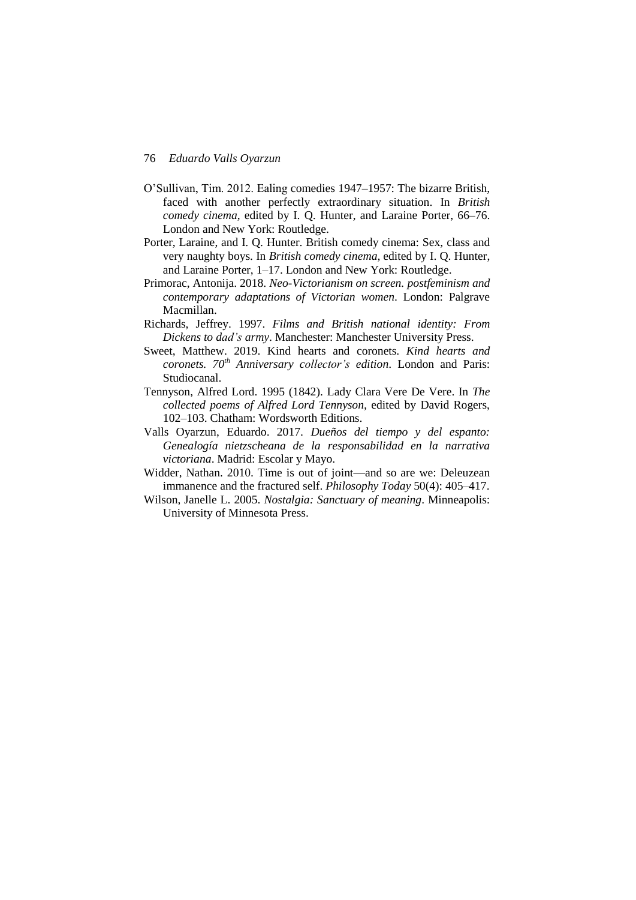O'Sullivan, Tim. 2012. Ealing comedies 1947–1957: The bizarre British, faced with another perfectly extraordinary situation. In *British comedy cinema*, edited by I. Q. Hunter, and Laraine Porter, 66–76. London and New York: Routledge.

Porter, Laraine, and I. Q. Hunter. British comedy cinema: Sex, class and very naughty boys. In *British comedy cinema*, edited by I. Q. Hunter, and Laraine Porter, 1–17. London and New York: Routledge.

Primorac, Antonija. 2018. *Neo-Victorianism on screen. postfeminism and contemporary adaptations of Victorian women*. London: Palgrave Macmillan.

Richards, Jeffrey. 1997. *Films and British national identity: From Dickens to dad's army*. Manchester: Manchester University Press.

Sweet, Matthew. 2019. Kind hearts and coronets. *Kind hearts and coronets. 70th Anniversary collector's edition*. London and Paris: Studiocanal.

Tennyson, Alfred Lord. 1995 (1842). Lady Clara Vere De Vere. In *The collected poems of Alfred Lord Tennyson*, edited by David Rogers, 102–103. Chatham: Wordsworth Editions.

Valls Oyarzun, Eduardo. 2017. *Dueños del tiempo y del espanto: Genealogía nietzscheana de la responsabilidad en la narrativa victoriana*. Madrid: Escolar y Mayo.

Widder, Nathan. 2010. Time is out of joint—and so are we: Deleuzean immanence and the fractured self. *Philosophy Today* 50(4): 405–417.

Wilson, Janelle L. 2005. *Nostalgia: Sanctuary of meaning*. Minneapolis: University of Minnesota Press.